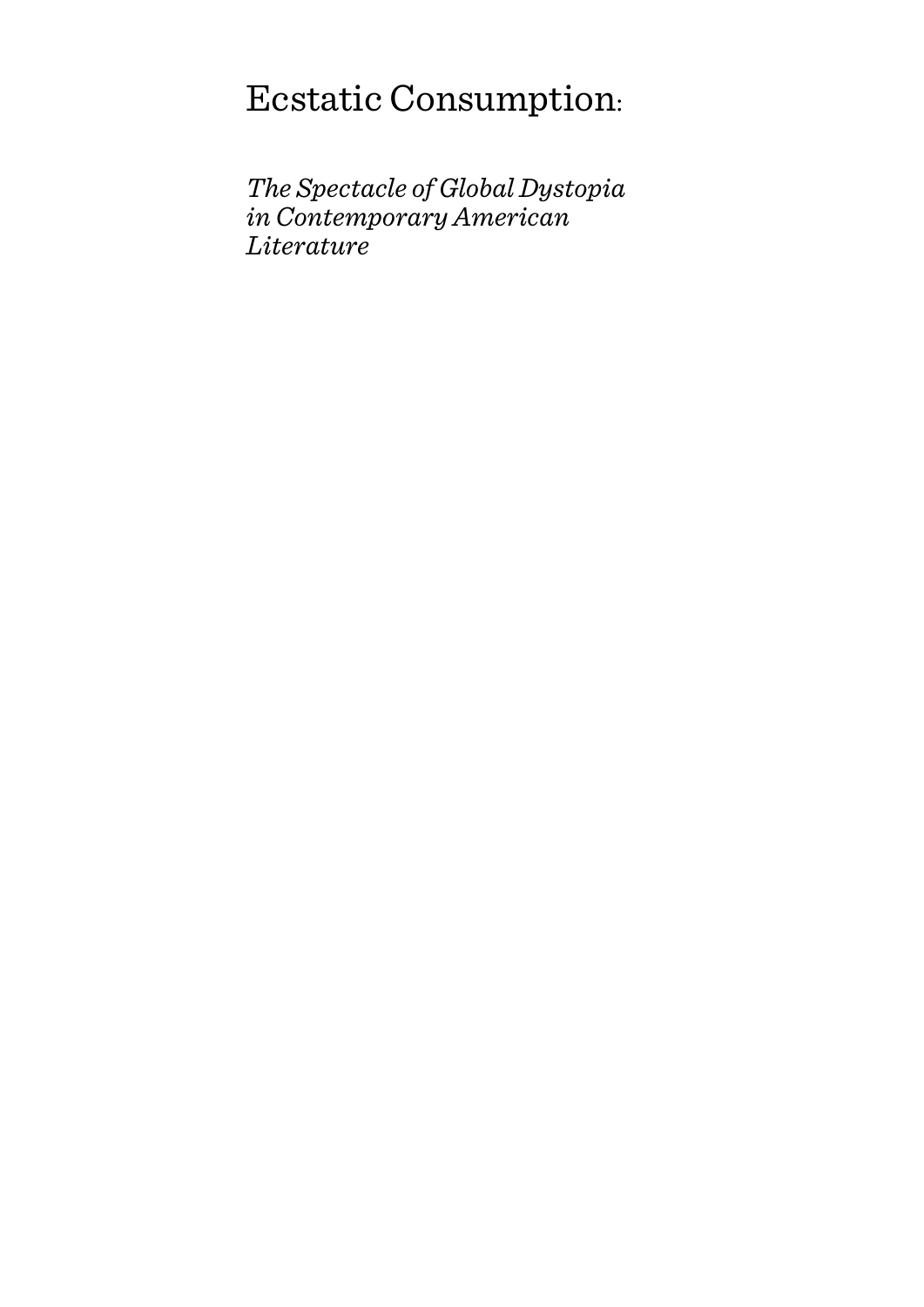# Ecstatic Consumption:

*The Spectacle of Global Dystopia in Contemporary American Literature*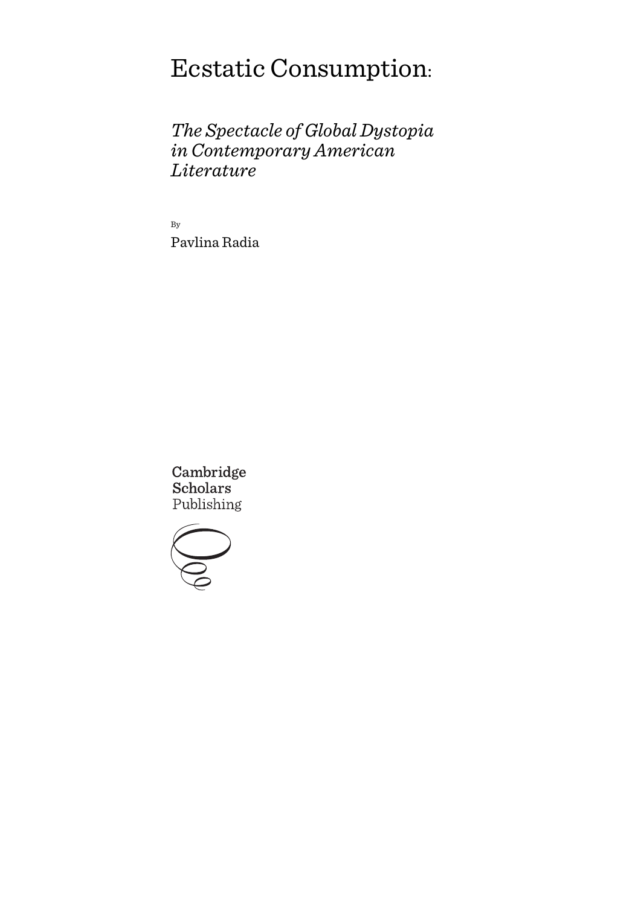# Ecstatic Consumption:

## *The Spectacle of Global Dystopia in Contemporary American Literature*

By

Pavlina Radia

Cambridge Scholars Publishing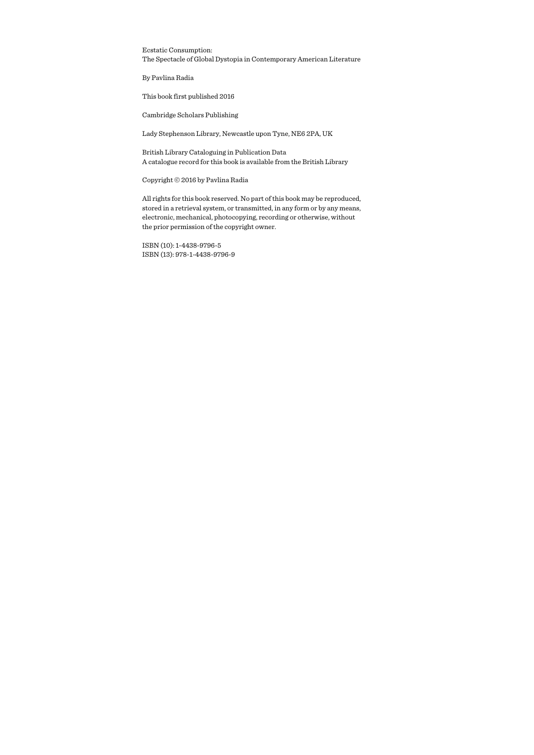Ecstatic Consumption:
The Spectacle of Global Dystopia in Contemporary American Literature

By Pavlina Radia

This book first published 2016

Cambridge Scholars Publishing

Lady Stephenson Library, Newcastle upon Tyne, NE6 2PA, UK

British Library Cataloguing in Publication Data
A catalogue record for this book is available from the British Library

Copyright © 2016 by Pavlina Radia

All rights for this book reserved. No part of this book may be reproduced, stored in a retrieval system, or transmitted, in any form or by any means, electronic, mechanical, photocopying, recording or otherwise, without the prior permission of the copyright owner.

ISBN (10): 1-4438-9796-5
ISBN (13): 978-1-4438-9796-9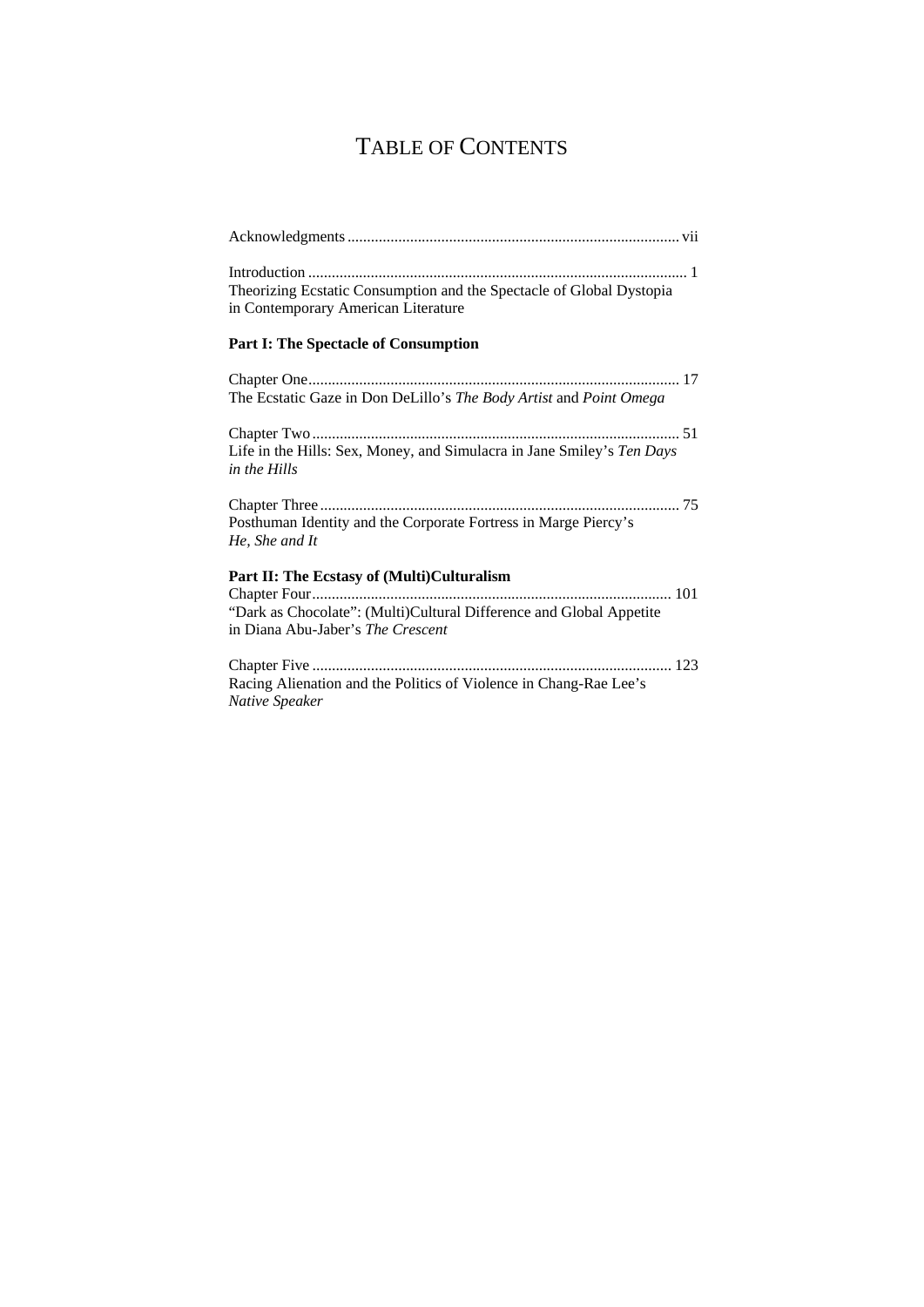# Table of Contents

Acknowledgments .................................................................................... vii

Introduction ................................................................................................ 1
Theorizing Ecstatic Consumption and the Spectacle of Global Dystopia in Contemporary American Literature

**Part I: The Spectacle of Consumption**

Chapter One.............................................................................................. 17
The Ecstatic Gaze in Don DeLillo's *The Body Artist* and *Point Omega*

Chapter Two ............................................................................................. 51
Life in the Hills: Sex, Money, and Simulacra in Jane Smiley's *Ten Days in the Hills*

Chapter Three ............................................................................................ 75
Posthuman Identity and the Corporate Fortress in Marge Piercy's *He, She and It*

**Part II: The Ecstasy of (Multi)Culturalism**

Chapter Four............................................................................................ 101
"Dark as Chocolate": (Multi)Cultural Difference and Global Appetite in Diana Abu-Jaber's *The Crescent*

Chapter Five ............................................................................................ 123
Racing Alienation and the Politics of Violence in Chang-Rae Lee's *Native Speaker*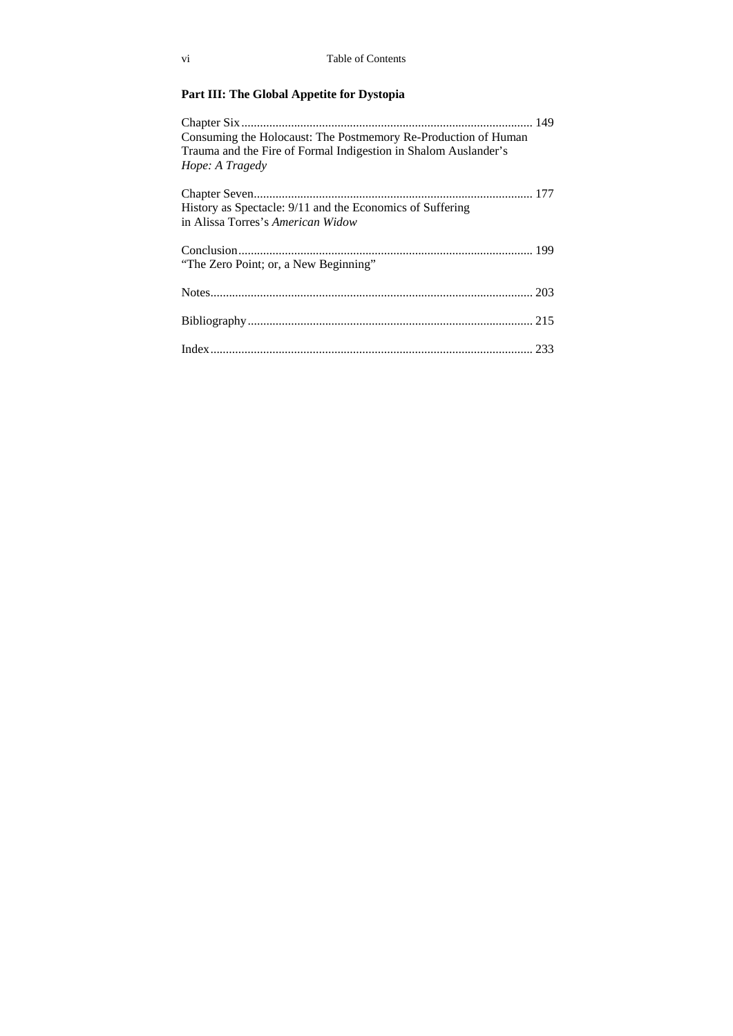## Part III: The Global Appetite for Dystopia

Chapter Six ............................................................................................ 149
Consuming the Holocaust: The Postmemory Re-Production of Human Trauma and the Fire of Formal Indigestion in Shalom Auslander's *Hope: A Tragedy*

Chapter Seven......................................................................................... 177
History as Spectacle: 9/11 and the Economics of Suffering in Alissa Torres's *American Widow*

Conclusion.............................................................................................. 199
"The Zero Point; or, a New Beginning"

Notes....................................................................................................... 203

Bibliography........................................................................................... 215

Index....................................................................................................... 233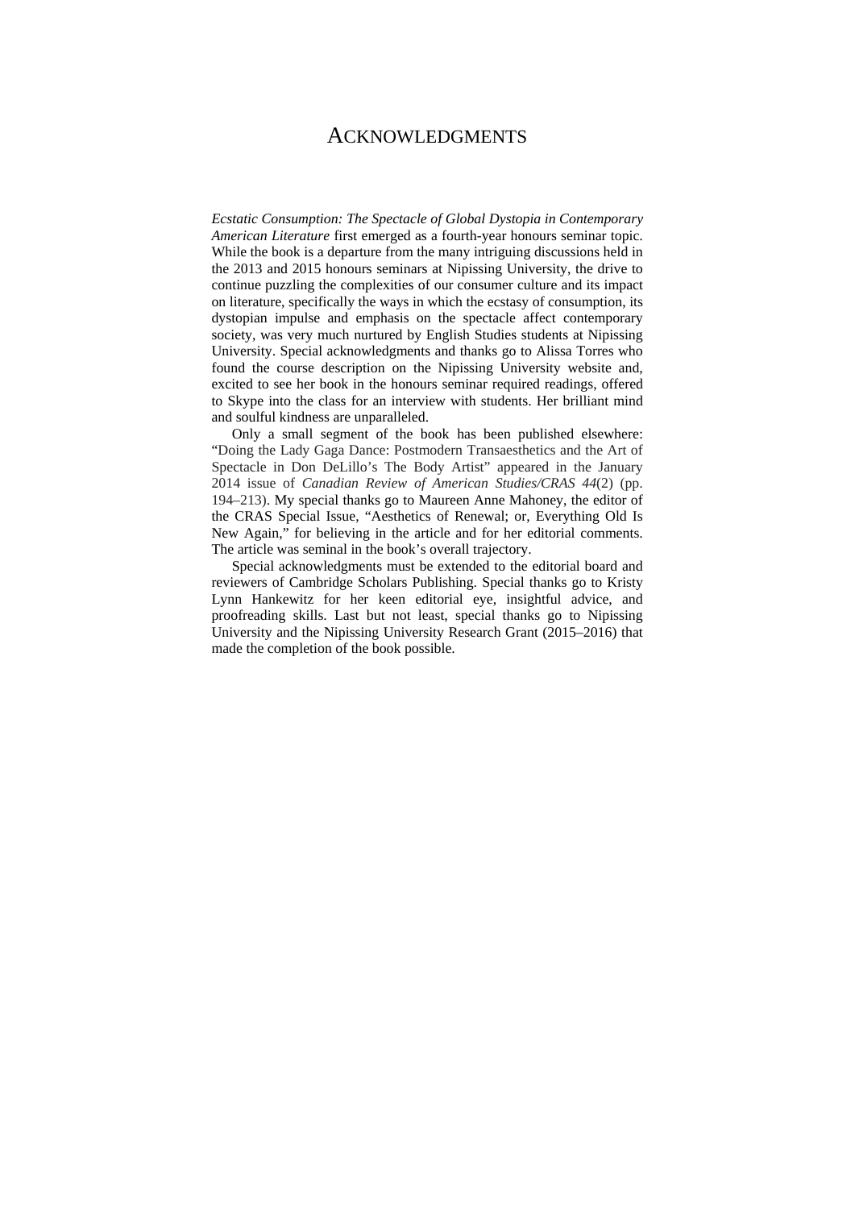# ACKNOWLEDGMENTS

*Ecstatic Consumption: The Spectacle of Global Dystopia in Contemporary American Literature* first emerged as a fourth-year honours seminar topic. While the book is a departure from the many intriguing discussions held in the 2013 and 2015 honours seminars at Nipissing University, the drive to continue puzzling the complexities of our consumer culture and its impact on literature, specifically the ways in which the ecstasy of consumption, its dystopian impulse and emphasis on the spectacle affect contemporary society, was very much nurtured by English Studies students at Nipissing University. Special acknowledgments and thanks go to Alissa Torres who found the course description on the Nipissing University website and, excited to see her book in the honours seminar required readings, offered to Skype into the class for an interview with students. Her brilliant mind and soulful kindness are unparalleled.

Only a small segment of the book has been published elsewhere: "Doing the Lady Gaga Dance: Postmodern Transaesthetics and the Art of Spectacle in Don DeLillo's The Body Artist" appeared in the January 2014 issue of *Canadian Review of American Studies/CRAS 44*(2) (pp. 194–213). My special thanks go to Maureen Anne Mahoney, the editor of the CRAS Special Issue, "Aesthetics of Renewal; or, Everything Old Is New Again," for believing in the article and for her editorial comments. The article was seminal in the book's overall trajectory.

Special acknowledgments must be extended to the editorial board and reviewers of Cambridge Scholars Publishing. Special thanks go to Kristy Lynn Hankewitz for her keen editorial eye, insightful advice, and proofreading skills. Last but not least, special thanks go to Nipissing University and the Nipissing University Research Grant (2015–2016) that made the completion of the book possible.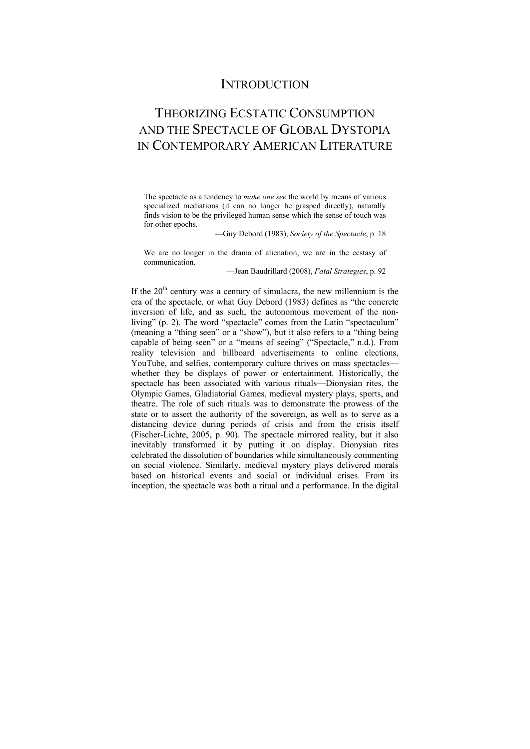# Introduction

## Theorizing Ecstatic Consumption and the Spectacle of Global Dystopia in Contemporary American Literature

> The spectacle as a tendency to *make one see* the world by means of various specialized mediations (it can no longer be grasped directly), naturally finds vision to be the privileged human sense which the sense of touch was for other epochs.
>
> —Guy Debord (1983), *Society of the Spectacle*, p. 18

> We are no longer in the drama of alienation, we are in the ecstasy of communication.
>
> —Jean Baudrillard (2008), *Fatal Strategies*, p. 92

If the 20th century was a century of simulacra, the new millennium is the era of the spectacle, or what Guy Debord (1983) defines as "the concrete inversion of life, and as such, the autonomous movement of the non-living" (p. 2). The word "spectacle" comes from the Latin "spectaculum" (meaning a "thing seen" or a "show"), but it also refers to a "thing being capable of being seen" or a "means of seeing" ("Spectacle," n.d.). From reality television and billboard advertisements to online elections, YouTube, and selfies, contemporary culture thrives on mass spectacles—whether they be displays of power or entertainment. Historically, the spectacle has been associated with various rituals—Dionysian rites, the Olympic Games, Gladiatorial Games, medieval mystery plays, sports, and theatre. The role of such rituals was to demonstrate the prowess of the state or to assert the authority of the sovereign, as well as to serve as a distancing device during periods of crisis and from the crisis itself (Fischer-Lichte, 2005, p. 90). The spectacle mirrored reality, but it also inevitably transformed it by putting it on display. Dionysian rites celebrated the dissolution of boundaries while simultaneously commenting on social violence. Similarly, medieval mystery plays delivered morals based on historical events and social or individual crises. From its inception, the spectacle was both a ritual and a performance. In the digital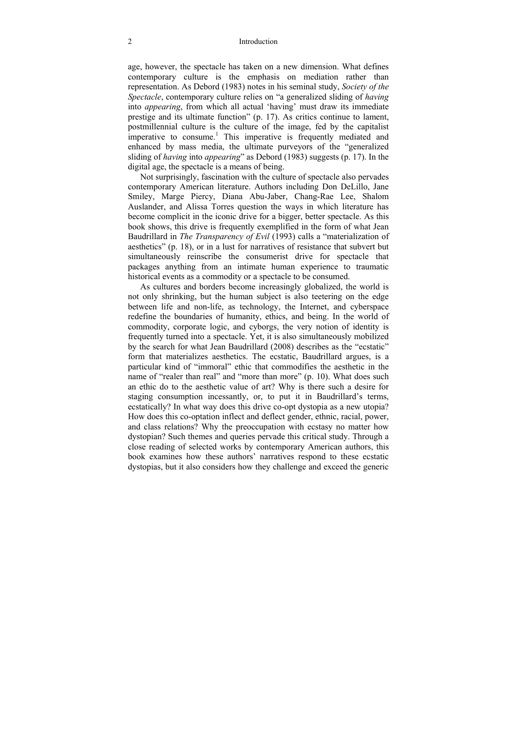age, however, the spectacle has taken on a new dimension. What defines contemporary culture is the emphasis on mediation rather than representation. As Debord (1983) notes in his seminal study, *Society of the Spectacle*, contemporary culture relies on "a generalized sliding of *having* into *appearing*, from which all actual 'having' must draw its immediate prestige and its ultimate function" (p. 17). As critics continue to lament, postmillennial culture is the culture of the image, fed by the capitalist imperative to consume.[1] This imperative is frequently mediated and enhanced by mass media, the ultimate purveyors of the "generalized sliding of *having* into *appearing*" as Debord (1983) suggests (p. 17). In the digital age, the spectacle is a means of being.

Not surprisingly, fascination with the culture of spectacle also pervades contemporary American literature. Authors including Don DeLillo, Jane Smiley, Marge Piercy, Diana Abu-Jaber, Chang-Rae Lee, Shalom Auslander, and Alissa Torres question the ways in which literature has become complicit in the iconic drive for a bigger, better spectacle. As this book shows, this drive is frequently exemplified in the form of what Jean Baudrillard in *The Transparency of Evil* (1993) calls a "materialization of aesthetics" (p. 18), or in a lust for narratives of resistance that subvert but simultaneously reinscribe the consumerist drive for spectacle that packages anything from an intimate human experience to traumatic historical events as a commodity or a spectacle to be consumed.

As cultures and borders become increasingly globalized, the world is not only shrinking, but the human subject is also teetering on the edge between life and non-life, as technology, the Internet, and cyberspace redefine the boundaries of humanity, ethics, and being. In the world of commodity, corporate logic, and cyborgs, the very notion of identity is frequently turned into a spectacle. Yet, it is also simultaneously mobilized by the search for what Jean Baudrillard (2008) describes as the "ecstatic" form that materializes aesthetics. The ecstatic, Baudrillard argues, is a particular kind of "immoral" ethic that commodifies the aesthetic in the name of "realer than real" and "more than more" (p. 10). What does such an ethic do to the aesthetic value of art? Why is there such a desire for staging consumption incessantly, or, to put it in Baudrillard's terms, ecstatically? In what way does this drive co-opt dystopia as a new utopia? How does this co-optation inflect and deflect gender, ethnic, racial, power, and class relations? Why the preoccupation with ecstasy no matter how dystopian? Such themes and queries pervade this critical study. Through a close reading of selected works by contemporary American authors, this book examines how these authors' narratives respond to these ecstatic dystopias, but it also considers how they challenge and exceed the generic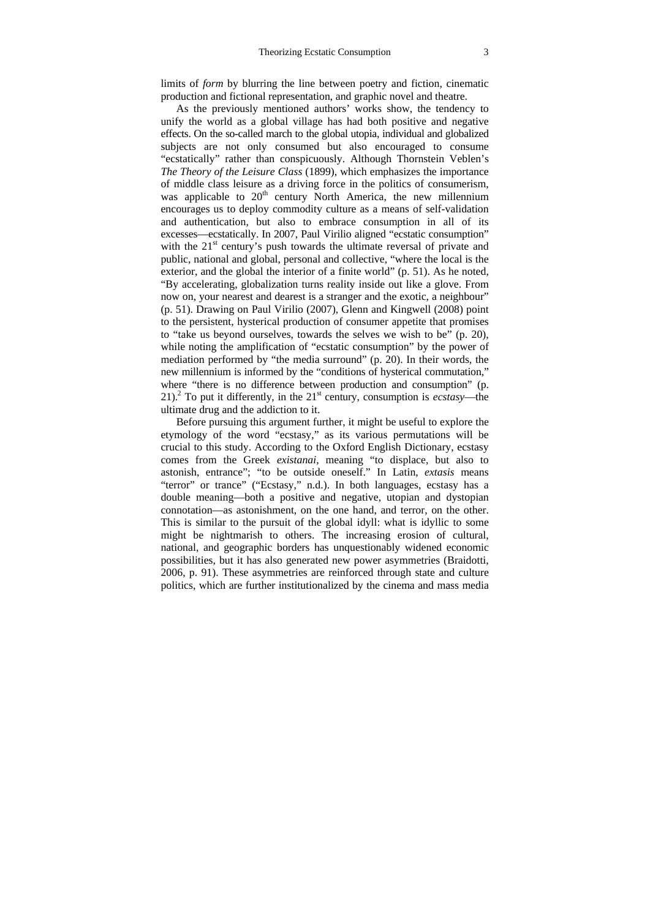limits of *form* by blurring the line between poetry and fiction, cinematic production and fictional representation, and graphic novel and theatre.

As the previously mentioned authors' works show, the tendency to unify the world as a global village has had both positive and negative effects. On the so-called march to the global utopia, individual and globalized subjects are not only consumed but also encouraged to consume "ecstatically" rather than conspicuously. Although Thornstein Veblen's *The Theory of the Leisure Class* (1899), which emphasizes the importance of middle class leisure as a driving force in the politics of consumerism, was applicable to 20th century North America, the new millennium encourages us to deploy commodity culture as a means of self-validation and authentication, but also to embrace consumption in all of its excesses—ecstatically. In 2007, Paul Virilio aligned "ecstatic consumption" with the 21st century's push towards the ultimate reversal of private and public, national and global, personal and collective, "where the local is the exterior, and the global the interior of a finite world" (p. 51). As he noted, "By accelerating, globalization turns reality inside out like a glove. From now on, your nearest and dearest is a stranger and the exotic, a neighbour" (p. 51). Drawing on Paul Virilio (2007), Glenn and Kingwell (2008) point to the persistent, hysterical production of consumer appetite that promises to "take us beyond ourselves, towards the selves we wish to be" (p. 20), while noting the amplification of "ecstatic consumption" by the power of mediation performed by "the media surround" (p. 20). In their words, the new millennium is informed by the "conditions of hysterical commutation," where "there is no difference between production and consumption" (p. 21).[2] To put it differently, in the 21st century, consumption is *ecstasy*—the ultimate drug and the addiction to it.

Before pursuing this argument further, it might be useful to explore the etymology of the word "ecstasy," as its various permutations will be crucial to this study. According to the Oxford English Dictionary, ecstasy comes from the Greek *existanai*, meaning "to displace, but also to astonish, entrance"; "to be outside oneself." In Latin, *extasis* means "terror" or trance" ("Ecstasy," n.d.). In both languages, ecstasy has a double meaning—both a positive and negative, utopian and dystopian connotation—as astonishment, on the one hand, and terror, on the other. This is similar to the pursuit of the global idyll: what is idyllic to some might be nightmarish to others. The increasing erosion of cultural, national, and geographic borders has unquestionably widened economic possibilities, but it has also generated new power asymmetries (Braidotti, 2006, p. 91). These asymmetries are reinforced through state and culture politics, which are further institutionalized by the cinema and mass media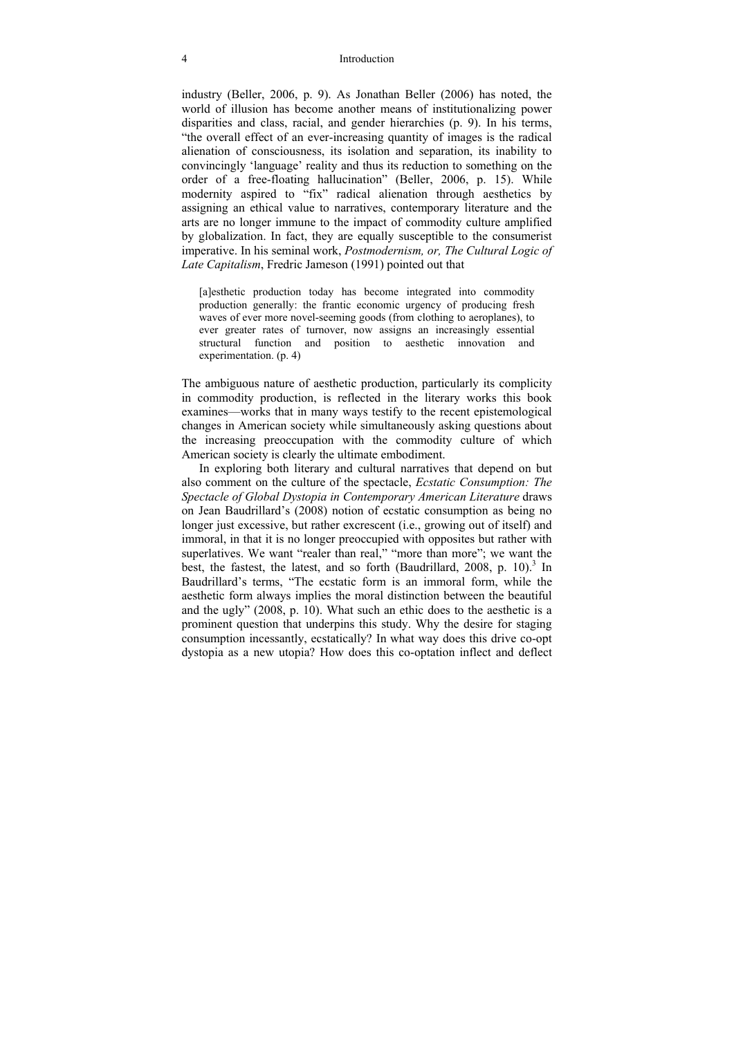industry (Beller, 2006, p. 9). As Jonathan Beller (2006) has noted, the world of illusion has become another means of institutionalizing power disparities and class, racial, and gender hierarchies (p. 9). In his terms, "the overall effect of an ever-increasing quantity of images is the radical alienation of consciousness, its isolation and separation, its inability to convincingly 'language' reality and thus its reduction to something on the order of a free-floating hallucination" (Beller, 2006, p. 15). While modernity aspired to "fix" radical alienation through aesthetics by assigning an ethical value to narratives, contemporary literature and the arts are no longer immune to the impact of commodity culture amplified by globalization. In fact, they are equally susceptible to the consumerist imperative. In his seminal work, *Postmodernism, or, The Cultural Logic of Late Capitalism*, Fredric Jameson (1991) pointed out that

> [a]esthetic production today has become integrated into commodity production generally: the frantic economic urgency of producing fresh waves of ever more novel-seeming goods (from clothing to aeroplanes), to ever greater rates of turnover, now assigns an increasingly essential structural function and position to aesthetic innovation and experimentation. (p. 4)

The ambiguous nature of aesthetic production, particularly its complicity in commodity production, is reflected in the literary works this book examines—works that in many ways testify to the recent epistemological changes in American society while simultaneously asking questions about the increasing preoccupation with the commodity culture of which American society is clearly the ultimate embodiment.

In exploring both literary and cultural narratives that depend on but also comment on the culture of the spectacle, *Ecstatic Consumption: The Spectacle of Global Dystopia in Contemporary American Literature* draws on Jean Baudrillard's (2008) notion of ecstatic consumption as being no longer just excessive, but rather excrescent (i.e., growing out of itself) and immoral, in that it is no longer preoccupied with opposites but rather with superlatives. We want "realer than real," "more than more"; we want the best, the fastest, the latest, and so forth (Baudrillard, 2008, p. 10).[3] In Baudrillard's terms, "The ecstatic form is an immoral form, while the aesthetic form always implies the moral distinction between the beautiful and the ugly" (2008, p. 10). What such an ethic does to the aesthetic is a prominent question that underpins this study. Why the desire for staging consumption incessantly, ecstatically? In what way does this drive co-opt dystopia as a new utopia? How does this co-optation inflect and deflect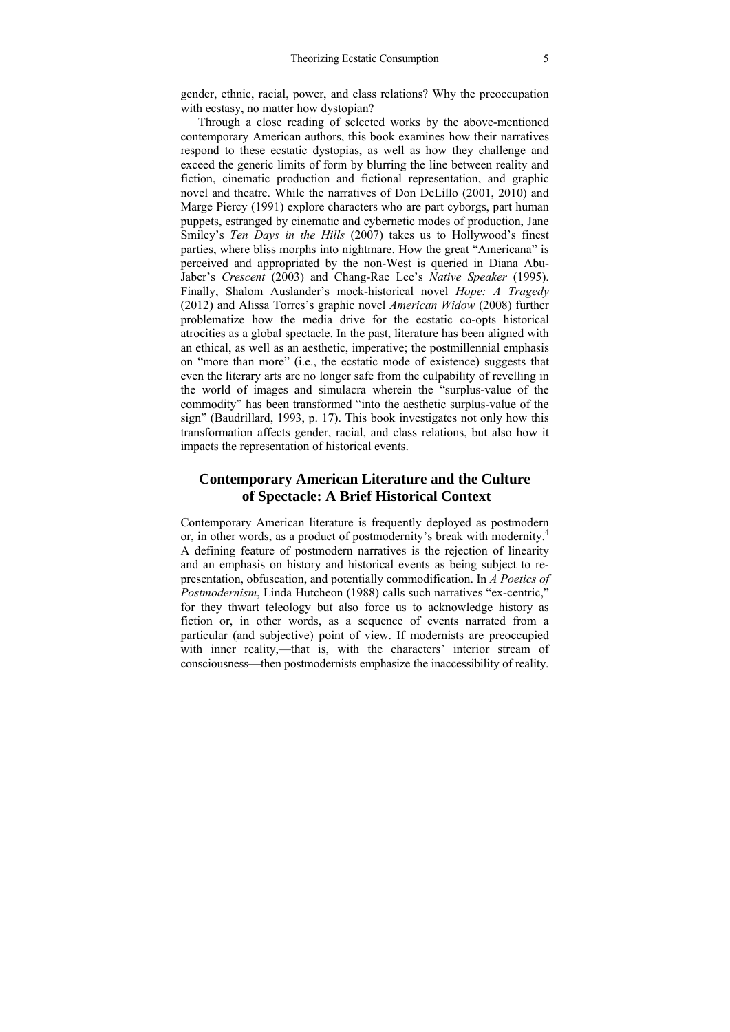gender, ethnic, racial, power, and class relations? Why the preoccupation with ecstasy, no matter how dystopian?

Through a close reading of selected works by the above-mentioned contemporary American authors, this book examines how their narratives respond to these ecstatic dystopias, as well as how they challenge and exceed the generic limits of form by blurring the line between reality and fiction, cinematic production and fictional representation, and graphic novel and theatre. While the narratives of Don DeLillo (2001, 2010) and Marge Piercy (1991) explore characters who are part cyborgs, part human puppets, estranged by cinematic and cybernetic modes of production, Jane Smiley's *Ten Days in the Hills* (2007) takes us to Hollywood's finest parties, where bliss morphs into nightmare. How the great "Americana" is perceived and appropriated by the non-West is queried in Diana Abu-Jaber's *Crescent* (2003) and Chang-Rae Lee's *Native Speaker* (1995). Finally, Shalom Auslander's mock-historical novel *Hope: A Tragedy* (2012) and Alissa Torres's graphic novel *American Widow* (2008) further problematize how the media drive for the ecstatic co-opts historical atrocities as a global spectacle. In the past, literature has been aligned with an ethical, as well as an aesthetic, imperative; the postmillennial emphasis on "more than more" (i.e., the ecstatic mode of existence) suggests that even the literary arts are no longer safe from the culpability of revelling in the world of images and simulacra wherein the "surplus-value of the commodity" has been transformed "into the aesthetic surplus-value of the sign" (Baudrillard, 1993, p. 17). This book investigates not only how this transformation affects gender, racial, and class relations, but also how it impacts the representation of historical events.

## Contemporary American Literature and the Culture of Spectacle: A Brief Historical Context

Contemporary American literature is frequently deployed as postmodern or, in other words, as a product of postmodernity's break with modernity.[4] A defining feature of postmodern narratives is the rejection of linearity and an emphasis on history and historical events as being subject to re-presentation, obfuscation, and potentially commodification. In *A Poetics of Postmodernism*, Linda Hutcheon (1988) calls such narratives "ex-centric," for they thwart teleology but also force us to acknowledge history as fiction or, in other words, as a sequence of events narrated from a particular (and subjective) point of view. If modernists are preoccupied with inner reality,—that is, with the characters' interior stream of consciousness—then postmodernists emphasize the inaccessibility of reality.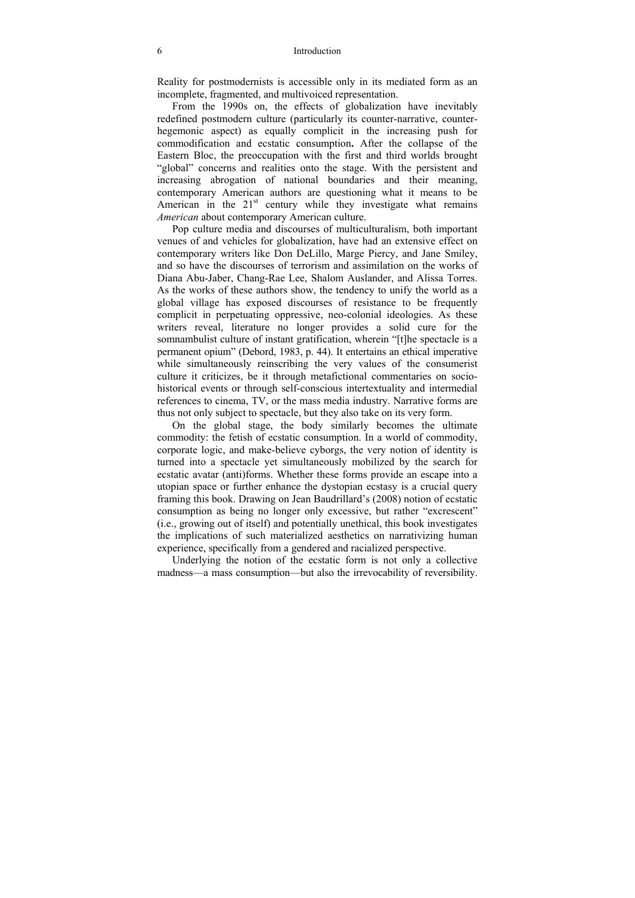Reality for postmodernists is accessible only in its mediated form as an incomplete, fragmented, and multivoiced representation.

From the 1990s on, the effects of globalization have inevitably redefined postmodern culture (particularly its counter-narrative, counter-hegemonic aspect) as equally complicit in the increasing push for commodification and ecstatic consumption**.** After the collapse of the Eastern Bloc, the preoccupation with the first and third worlds brought "global" concerns and realities onto the stage. With the persistent and increasing abrogation of national boundaries and their meaning, contemporary American authors are questioning what it means to be American in the 21st century while they investigate what remains *American* about contemporary American culture.

Pop culture media and discourses of multiculturalism, both important venues of and vehicles for globalization, have had an extensive effect on contemporary writers like Don DeLillo, Marge Piercy, and Jane Smiley, and so have the discourses of terrorism and assimilation on the works of Diana Abu-Jaber, Chang-Rae Lee, Shalom Auslander, and Alissa Torres. As the works of these authors show, the tendency to unify the world as a global village has exposed discourses of resistance to be frequently complicit in perpetuating oppressive, neo-colonial ideologies. As these writers reveal, literature no longer provides a solid cure for the somnambulist culture of instant gratification, wherein "[t]he spectacle is a permanent opium" (Debord, 1983, p. 44). It entertains an ethical imperative while simultaneously reinscribing the very values of the consumerist culture it criticizes, be it through metafictional commentaries on socio-historical events or through self-conscious intertextuality and intermedial references to cinema, TV, or the mass media industry. Narrative forms are thus not only subject to spectacle, but they also take on its very form.

On the global stage, the body similarly becomes the ultimate commodity: the fetish of ecstatic consumption. In a world of commodity, corporate logic, and make-believe cyborgs, the very notion of identity is turned into a spectacle yet simultaneously mobilized by the search for ecstatic avatar (anti)forms. Whether these forms provide an escape into a utopian space or further enhance the dystopian ecstasy is a crucial query framing this book. Drawing on Jean Baudrillard's (2008) notion of ecstatic consumption as being no longer only excessive, but rather "excrescent" (i.e., growing out of itself) and potentially unethical, this book investigates the implications of such materialized aesthetics on narrativizing human experience, specifically from a gendered and racialized perspective.

Underlying the notion of the ecstatic form is not only a collective madness—a mass consumption—but also the irrevocability of reversibility.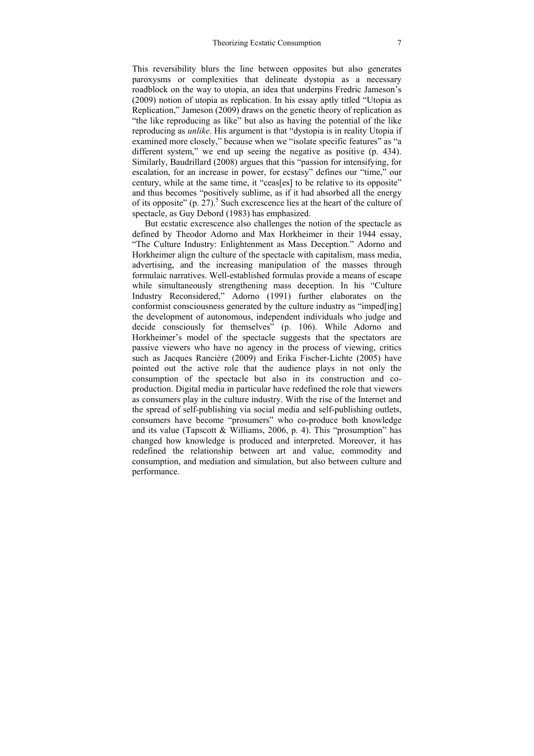This reversibility blurs the line between opposites but also generates paroxysms or complexities that delineate dystopia as a necessary roadblock on the way to utopia, an idea that underpins Fredric Jameson's (2009) notion of utopia as replication. In his essay aptly titled "Utopia as Replication," Jameson (2009) draws on the genetic theory of replication as "the like reproducing as like" but also as having the potential of the like reproducing as *unlike*. His argument is that "dystopia is in reality Utopia if examined more closely," because when we "isolate specific features" as "a different system," we end up seeing the negative as positive (p. 434). Similarly, Baudrillard (2008) argues that this "passion for intensifying, for escalation, for an increase in power, for ecstasy" defines our "time," our century, while at the same time, it "ceas[es] to be relative to its opposite" and thus becomes "positively sublime, as if it had absorbed all the energy of its opposite" (p. 27).[5] Such excrescence lies at the heart of the culture of spectacle, as Guy Debord (1983) has emphasized.

But ecstatic excrescence also challenges the notion of the spectacle as defined by Theodor Adorno and Max Horkheimer in their 1944 essay, "The Culture Industry: Enlightenment as Mass Deception." Adorno and Horkheimer align the culture of the spectacle with capitalism, mass media, advertising, and the increasing manipulation of the masses through formulaic narratives. Well-established formulas provide a means of escape while simultaneously strengthening mass deception. In his "Culture Industry Reconsidered," Adorno (1991) further elaborates on the conformist consciousness generated by the culture industry as "imped[ing] the development of autonomous, independent individuals who judge and decide consciously for themselves" (p. 106). While Adorno and Horkheimer's model of the spectacle suggests that the spectators are passive viewers who have no agency in the process of viewing, critics such as Jacques Rancière (2009) and Erika Fischer-Lichte (2005) have pointed out the active role that the audience plays in not only the consumption of the spectacle but also in its construction and co-production. Digital media in particular have redefined the role that viewers as consumers play in the culture industry. With the rise of the Internet and the spread of self-publishing via social media and self-publishing outlets, consumers have become "prosumers" who co-produce both knowledge and its value (Tapscott & Williams, 2006, p. 4). This "prosumption" has changed how knowledge is produced and interpreted. Moreover, it has redefined the relationship between art and value, commodity and consumption, and mediation and simulation, but also between culture and performance.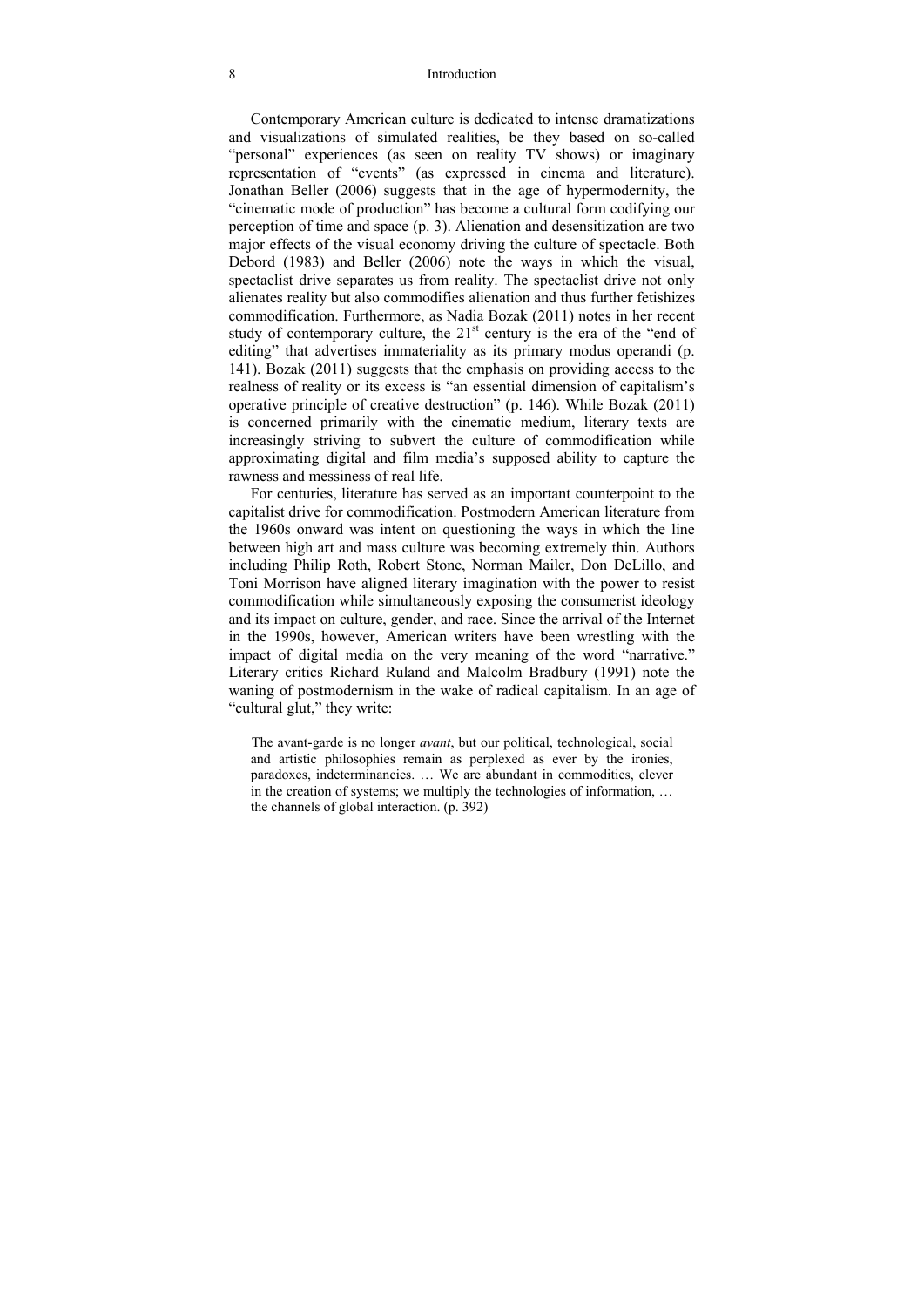Contemporary American culture is dedicated to intense dramatizations and visualizations of simulated realities, be they based on so-called "personal" experiences (as seen on reality TV shows) or imaginary representation of "events" (as expressed in cinema and literature). Jonathan Beller (2006) suggests that in the age of hypermodernity, the "cinematic mode of production" has become a cultural form codifying our perception of time and space (p. 3). Alienation and desensitization are two major effects of the visual economy driving the culture of spectacle. Both Debord (1983) and Beller (2006) note the ways in which the visual, spectaclist drive separates us from reality. The spectaclist drive not only alienates reality but also commodifies alienation and thus further fetishizes commodification. Furthermore, as Nadia Bozak (2011) notes in her recent study of contemporary culture, the 21st century is the era of the "end of editing" that advertises immateriality as its primary modus operandi (p. 141). Bozak (2011) suggests that the emphasis on providing access to the realness of reality or its excess is "an essential dimension of capitalism's operative principle of creative destruction" (p. 146). While Bozak (2011) is concerned primarily with the cinematic medium, literary texts are increasingly striving to subvert the culture of commodification while approximating digital and film media's supposed ability to capture the rawness and messiness of real life.

For centuries, literature has served as an important counterpoint to the capitalist drive for commodification. Postmodern American literature from the 1960s onward was intent on questioning the ways in which the line between high art and mass culture was becoming extremely thin. Authors including Philip Roth, Robert Stone, Norman Mailer, Don DeLillo, and Toni Morrison have aligned literary imagination with the power to resist commodification while simultaneously exposing the consumerist ideology and its impact on culture, gender, and race. Since the arrival of the Internet in the 1990s, however, American writers have been wrestling with the impact of digital media on the very meaning of the word "narrative." Literary critics Richard Ruland and Malcolm Bradbury (1991) note the waning of postmodernism in the wake of radical capitalism. In an age of "cultural glut," they write:

> The avant-garde is no longer *avant*, but our political, technological, social and artistic philosophies remain as perplexed as ever by the ironies, paradoxes, indeterminancies. … We are abundant in commodities, clever in the creation of systems; we multiply the technologies of information, … the channels of global interaction. (p. 392)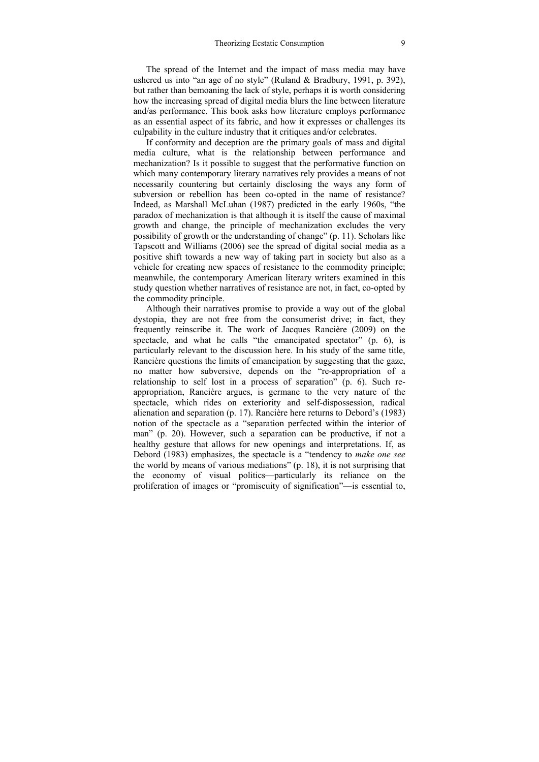The spread of the Internet and the impact of mass media may have ushered us into "an age of no style" (Ruland & Bradbury, 1991, p. 392), but rather than bemoaning the lack of style, perhaps it is worth considering how the increasing spread of digital media blurs the line between literature and/as performance. This book asks how literature employs performance as an essential aspect of its fabric, and how it expresses or challenges its culpability in the culture industry that it critiques and/or celebrates.

If conformity and deception are the primary goals of mass and digital media culture, what is the relationship between performance and mechanization? Is it possible to suggest that the performative function on which many contemporary literary narratives rely provides a means of not necessarily countering but certainly disclosing the ways any form of subversion or rebellion has been co-opted in the name of resistance? Indeed, as Marshall McLuhan (1987) predicted in the early 1960s, "the paradox of mechanization is that although it is itself the cause of maximal growth and change, the principle of mechanization excludes the very possibility of growth or the understanding of change" (p. 11). Scholars like Tapscott and Williams (2006) see the spread of digital social media as a positive shift towards a new way of taking part in society but also as a vehicle for creating new spaces of resistance to the commodity principle; meanwhile, the contemporary American literary writers examined in this study question whether narratives of resistance are not, in fact, co-opted by the commodity principle.

Although their narratives promise to provide a way out of the global dystopia, they are not free from the consumerist drive; in fact, they frequently reinscribe it. The work of Jacques Rancière (2009) on the spectacle, and what he calls "the emancipated spectator" (p. 6), is particularly relevant to the discussion here. In his study of the same title, Rancière questions the limits of emancipation by suggesting that the gaze, no matter how subversive, depends on the "re-appropriation of a relationship to self lost in a process of separation" (p. 6). Such re-appropriation, Rancière argues, is germane to the very nature of the spectacle, which rides on exteriority and self-dispossession, radical alienation and separation (p. 17). Rancière here returns to Debord's (1983) notion of the spectacle as a "separation perfected within the interior of man" (p. 20). However, such a separation can be productive, if not a healthy gesture that allows for new openings and interpretations. If, as Debord (1983) emphasizes, the spectacle is a "tendency to *make one see* the world by means of various mediations" (p. 18), it is not surprising that the economy of visual politics—particularly its reliance on the proliferation of images or "promiscuity of signification"—is essential to,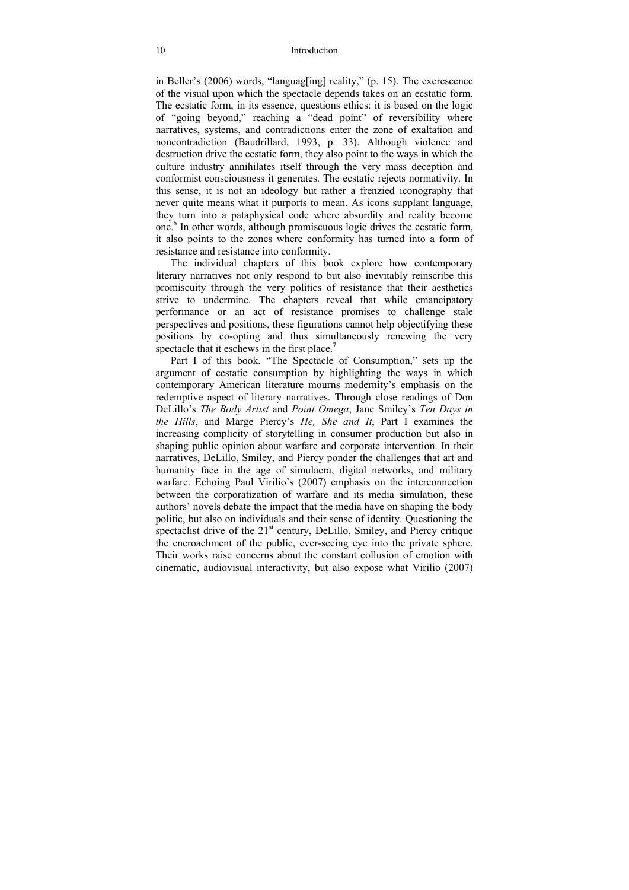in Beller's (2006) words, "languag[ing] reality," (p. 15). The excrescence of the visual upon which the spectacle depends takes on an ecstatic form. The ecstatic form, in its essence, questions ethics: it is based on the logic of "going beyond," reaching a "dead point" of reversibility where narratives, systems, and contradictions enter the zone of exaltation and noncontradiction (Baudrillard, 1993, p. 33). Although violence and destruction drive the ecstatic form, they also point to the ways in which the culture industry annihilates itself through the very mass deception and conformist consciousness it generates. The ecstatic rejects normativity. In this sense, it is not an ideology but rather a frenzied iconography that never quite means what it purports to mean. As icons supplant language, they turn into a pataphysical code where absurdity and reality become one.[6] In other words, although promiscuous logic drives the ecstatic form, it also points to the zones where conformity has turned into a form of resistance and resistance into conformity.

The individual chapters of this book explore how contemporary literary narratives not only respond to but also inevitably reinscribe this promiscuity through the very politics of resistance that their aesthetics strive to undermine. The chapters reveal that while emancipatory performance or an act of resistance promises to challenge stale perspectives and positions, these figurations cannot help objectifying these positions by co-opting and thus simultaneously renewing the very spectacle that it eschews in the first place.[7]

Part I of this book, "The Spectacle of Consumption," sets up the argument of ecstatic consumption by highlighting the ways in which contemporary American literature mourns modernity's emphasis on the redemptive aspect of literary narratives. Through close readings of Don DeLillo's *The Body Artist* and *Point Omega*, Jane Smiley's *Ten Days in the Hills*, and Marge Piercy's *He, She and It*, Part I examines the increasing complicity of storytelling in consumer production but also in shaping public opinion about warfare and corporate intervention. In their narratives, DeLillo, Smiley, and Piercy ponder the challenges that art and humanity face in the age of simulacra, digital networks, and military warfare. Echoing Paul Virilio's (2007) emphasis on the interconnection between the corporatization of warfare and its media simulation, these authors' novels debate the impact that the media have on shaping the body politic, but also on individuals and their sense of identity. Questioning the spectaclist drive of the 21st century, DeLillo, Smiley, and Piercy critique the encroachment of the public, ever-seeing eye into the private sphere. Their works raise concerns about the constant collusion of emotion with cinematic, audiovisual interactivity, but also expose what Virilio (2007)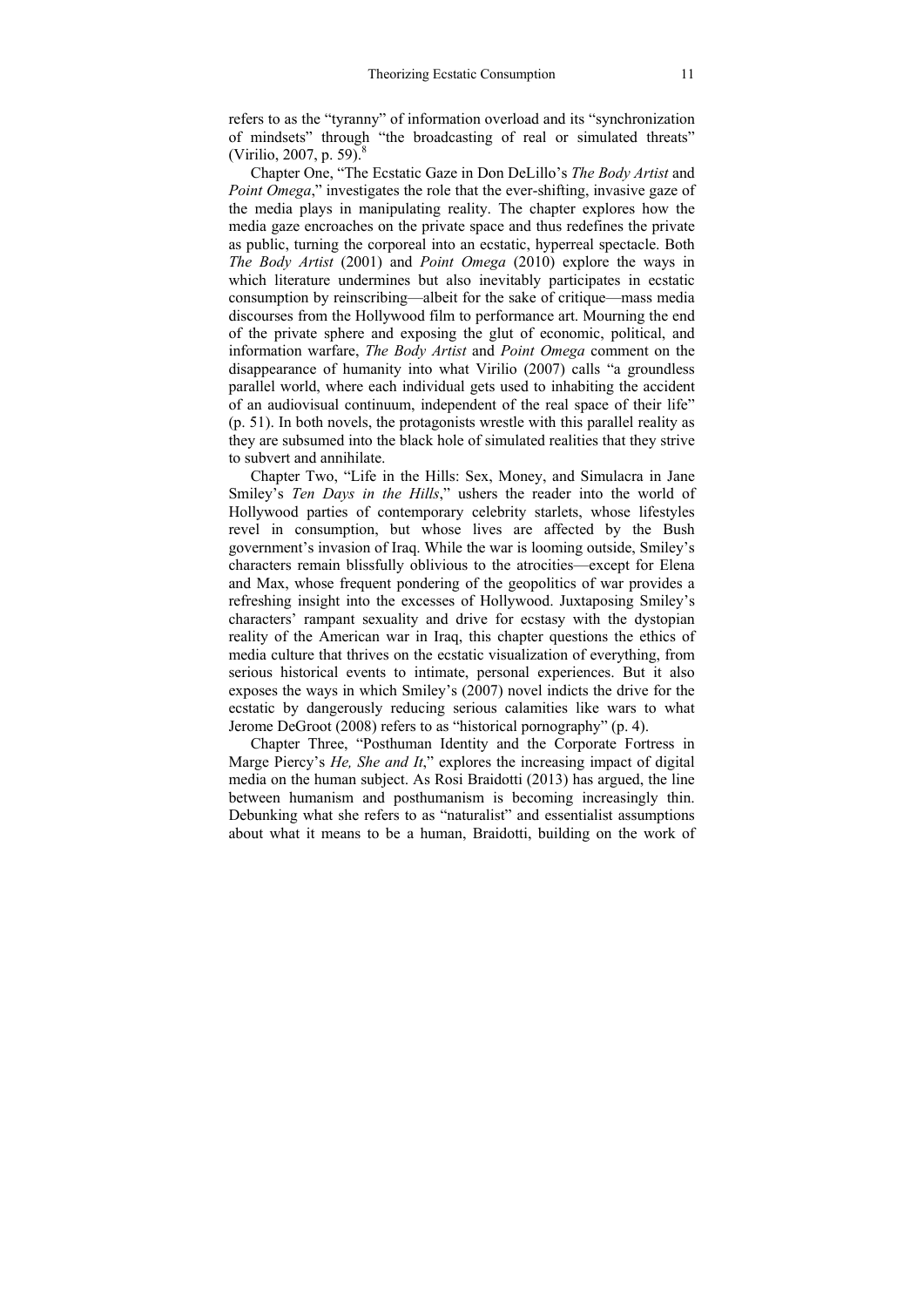refers to as the "tyranny" of information overload and its "synchronization of mindsets" through "the broadcasting of real or simulated threats" (Virilio, 2007, p. 59).[8]

Chapter One, "The Ecstatic Gaze in Don DeLillo's *The Body Artist* and *Point Omega*," investigates the role that the ever-shifting, invasive gaze of the media plays in manipulating reality. The chapter explores how the media gaze encroaches on the private space and thus redefines the private as public, turning the corporeal into an ecstatic, hyperreal spectacle. Both *The Body Artist* (2001) and *Point Omega* (2010) explore the ways in which literature undermines but also inevitably participates in ecstatic consumption by reinscribing—albeit for the sake of critique—mass media discourses from the Hollywood film to performance art. Mourning the end of the private sphere and exposing the glut of economic, political, and information warfare, *The Body Artist* and *Point Omega* comment on the disappearance of humanity into what Virilio (2007) calls "a groundless parallel world, where each individual gets used to inhabiting the accident of an audiovisual continuum, independent of the real space of their life" (p. 51). In both novels, the protagonists wrestle with this parallel reality as they are subsumed into the black hole of simulated realities that they strive to subvert and annihilate.

Chapter Two, "Life in the Hills: Sex, Money, and Simulacra in Jane Smiley's *Ten Days in the Hills*," ushers the reader into the world of Hollywood parties of contemporary celebrity starlets, whose lifestyles revel in consumption, but whose lives are affected by the Bush government's invasion of Iraq. While the war is looming outside, Smiley's characters remain blissfully oblivious to the atrocities—except for Elena and Max, whose frequent pondering of the geopolitics of war provides a refreshing insight into the excesses of Hollywood. Juxtaposing Smiley's characters' rampant sexuality and drive for ecstasy with the dystopian reality of the American war in Iraq, this chapter questions the ethics of media culture that thrives on the ecstatic visualization of everything, from serious historical events to intimate, personal experiences. But it also exposes the ways in which Smiley's (2007) novel indicts the drive for the ecstatic by dangerously reducing serious calamities like wars to what Jerome DeGroot (2008) refers to as "historical pornography" (p. 4).

Chapter Three, "Posthuman Identity and the Corporate Fortress in Marge Piercy's *He, She and It*," explores the increasing impact of digital media on the human subject. As Rosi Braidotti (2013) has argued, the line between humanism and posthumanism is becoming increasingly thin. Debunking what she refers to as "naturalist" and essentialist assumptions about what it means to be a human, Braidotti, building on the work of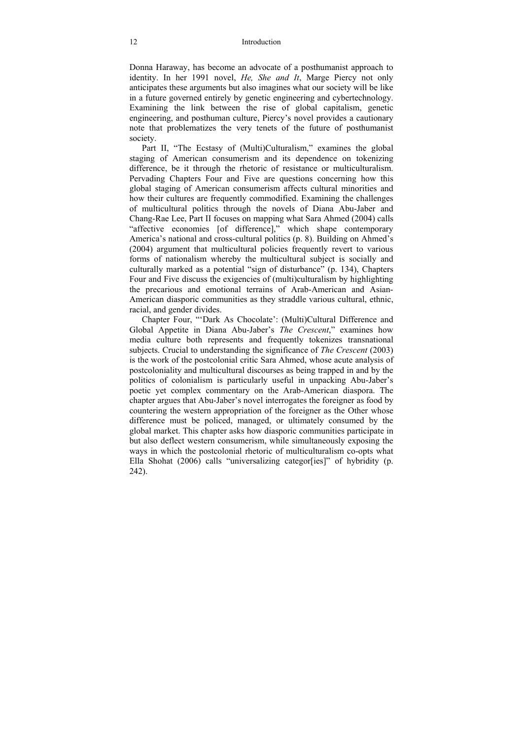Donna Haraway, has become an advocate of a posthumanist approach to identity. In her 1991 novel, *He, She and It*, Marge Piercy not only anticipates these arguments but also imagines what our society will be like in a future governed entirely by genetic engineering and cybertechnology. Examining the link between the rise of global capitalism, genetic engineering, and posthuman culture, Piercy's novel provides a cautionary note that problematizes the very tenets of the future of posthumanist society.

Part II, "The Ecstasy of (Multi)Culturalism," examines the global staging of American consumerism and its dependence on tokenizing difference, be it through the rhetoric of resistance or multiculturalism. Pervading Chapters Four and Five are questions concerning how this global staging of American consumerism affects cultural minorities and how their cultures are frequently commodified. Examining the challenges of multicultural politics through the novels of Diana Abu-Jaber and Chang-Rae Lee, Part II focuses on mapping what Sara Ahmed (2004) calls "affective economies [of difference]," which shape contemporary America's national and cross-cultural politics (p. 8). Building on Ahmed's (2004) argument that multicultural policies frequently revert to various forms of nationalism whereby the multicultural subject is socially and culturally marked as a potential "sign of disturbance" (p. 134), Chapters Four and Five discuss the exigencies of (multi)culturalism by highlighting the precarious and emotional terrains of Arab-American and Asian-American diasporic communities as they straddle various cultural, ethnic, racial, and gender divides.

Chapter Four, "'Dark As Chocolate': (Multi)Cultural Difference and Global Appetite in Diana Abu-Jaber's *The Crescent*," examines how media culture both represents and frequently tokenizes transnational subjects. Crucial to understanding the significance of *The Crescent* (2003) is the work of the postcolonial critic Sara Ahmed, whose acute analysis of postcoloniality and multicultural discourses as being trapped in and by the politics of colonialism is particularly useful in unpacking Abu-Jaber's poetic yet complex commentary on the Arab-American diaspora. The chapter argues that Abu-Jaber's novel interrogates the foreigner as food by countering the western appropriation of the foreigner as the Other whose difference must be policed, managed, or ultimately consumed by the global market. This chapter asks how diasporic communities participate in but also deflect western consumerism, while simultaneously exposing the ways in which the postcolonial rhetoric of multiculturalism co-opts what Ella Shohat (2006) calls "universalizing categor[ies]" of hybridity (p. 242).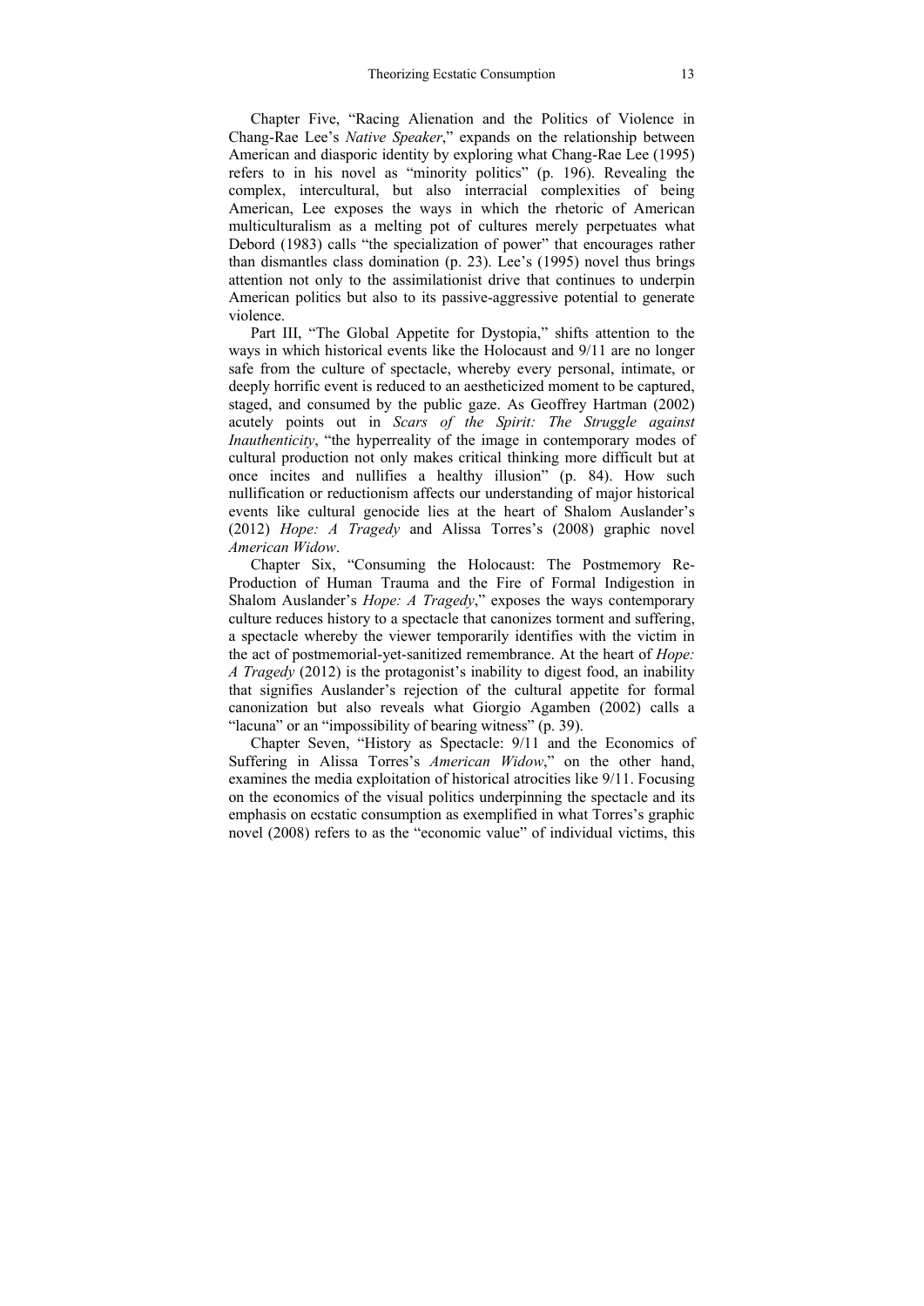Chapter Five, “Racing Alienation and the Politics of Violence in Chang-Rae Lee’s *Native Speaker*,” expands on the relationship between American and diasporic identity by exploring what Chang-Rae Lee (1995) refers to in his novel as “minority politics” (p. 196). Revealing the complex, intercultural, but also interracial complexities of being American, Lee exposes the ways in which the rhetoric of American multiculturalism as a melting pot of cultures merely perpetuates what Debord (1983) calls “the specialization of power” that encourages rather than dismantles class domination (p. 23). Lee’s (1995) novel thus brings attention not only to the assimilationist drive that continues to underpin American politics but also to its passive-aggressive potential to generate violence.

Part III, “The Global Appetite for Dystopia,” shifts attention to the ways in which historical events like the Holocaust and 9/11 are no longer safe from the culture of spectacle, whereby every personal, intimate, or deeply horrific event is reduced to an aestheticized moment to be captured, staged, and consumed by the public gaze. As Geoffrey Hartman (2002) acutely points out in *Scars of the Spirit: The Struggle against Inauthenticity*, “the hyperreality of the image in contemporary modes of cultural production not only makes critical thinking more difficult but at once incites and nullifies a healthy illusion” (p. 84). How such nullification or reductionism affects our understanding of major historical events like cultural genocide lies at the heart of Shalom Auslander’s (2012) *Hope: A Tragedy* and Alissa Torres’s (2008) graphic novel *American Widow*.

Chapter Six, “Consuming the Holocaust: The Postmemory Re-Production of Human Trauma and the Fire of Formal Indigestion in Shalom Auslander’s *Hope: A Tragedy*,” exposes the ways contemporary culture reduces history to a spectacle that canonizes torment and suffering, a spectacle whereby the viewer temporarily identifies with the victim in the act of postmemorial-yet-sanitized remembrance. At the heart of *Hope: A Tragedy* (2012) is the protagonist’s inability to digest food, an inability that signifies Auslander’s rejection of the cultural appetite for formal canonization but also reveals what Giorgio Agamben (2002) calls a “lacuna” or an “impossibility of bearing witness” (p. 39).

Chapter Seven, “History as Spectacle: 9/11 and the Economics of Suffering in Alissa Torres’s *American Widow*,” on the other hand, examines the media exploitation of historical atrocities like 9/11. Focusing on the economics of the visual politics underpinning the spectacle and its emphasis on ecstatic consumption as exemplified in what Torres’s graphic novel (2008) refers to as the “economic value” of individual victims, this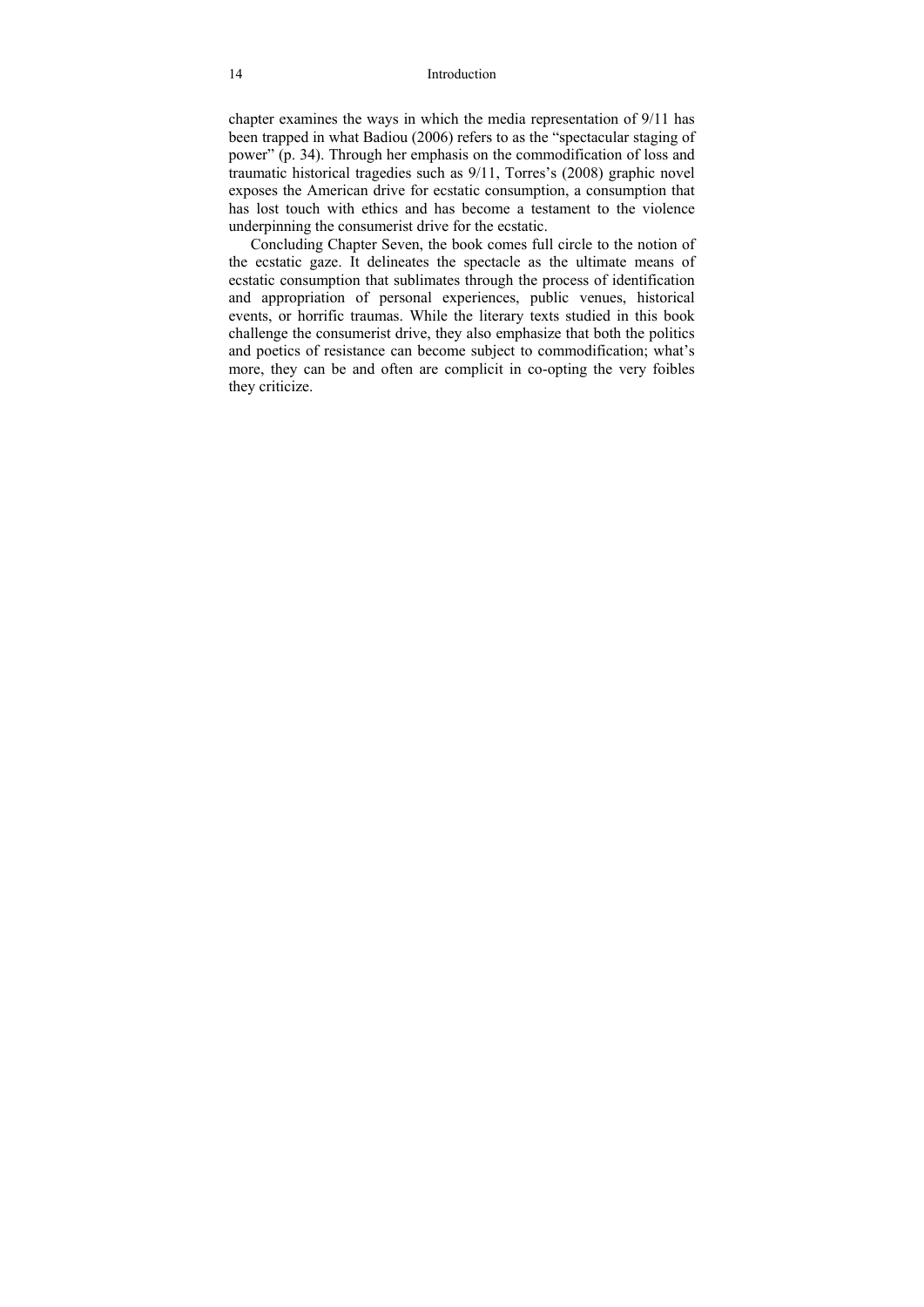chapter examines the ways in which the media representation of 9/11 has been trapped in what Badiou (2006) refers to as the "spectacular staging of power" (p. 34). Through her emphasis on the commodification of loss and traumatic historical tragedies such as 9/11, Torres's (2008) graphic novel exposes the American drive for ecstatic consumption, a consumption that has lost touch with ethics and has become a testament to the violence underpinning the consumerist drive for the ecstatic.

Concluding Chapter Seven, the book comes full circle to the notion of the ecstatic gaze. It delineates the spectacle as the ultimate means of ecstatic consumption that sublimates through the process of identification and appropriation of personal experiences, public venues, historical events, or horrific traumas. While the literary texts studied in this book challenge the consumerist drive, they also emphasize that both the politics and poetics of resistance can become subject to commodification; what's more, they can be and often are complicit in co-opting the very foibles they criticize.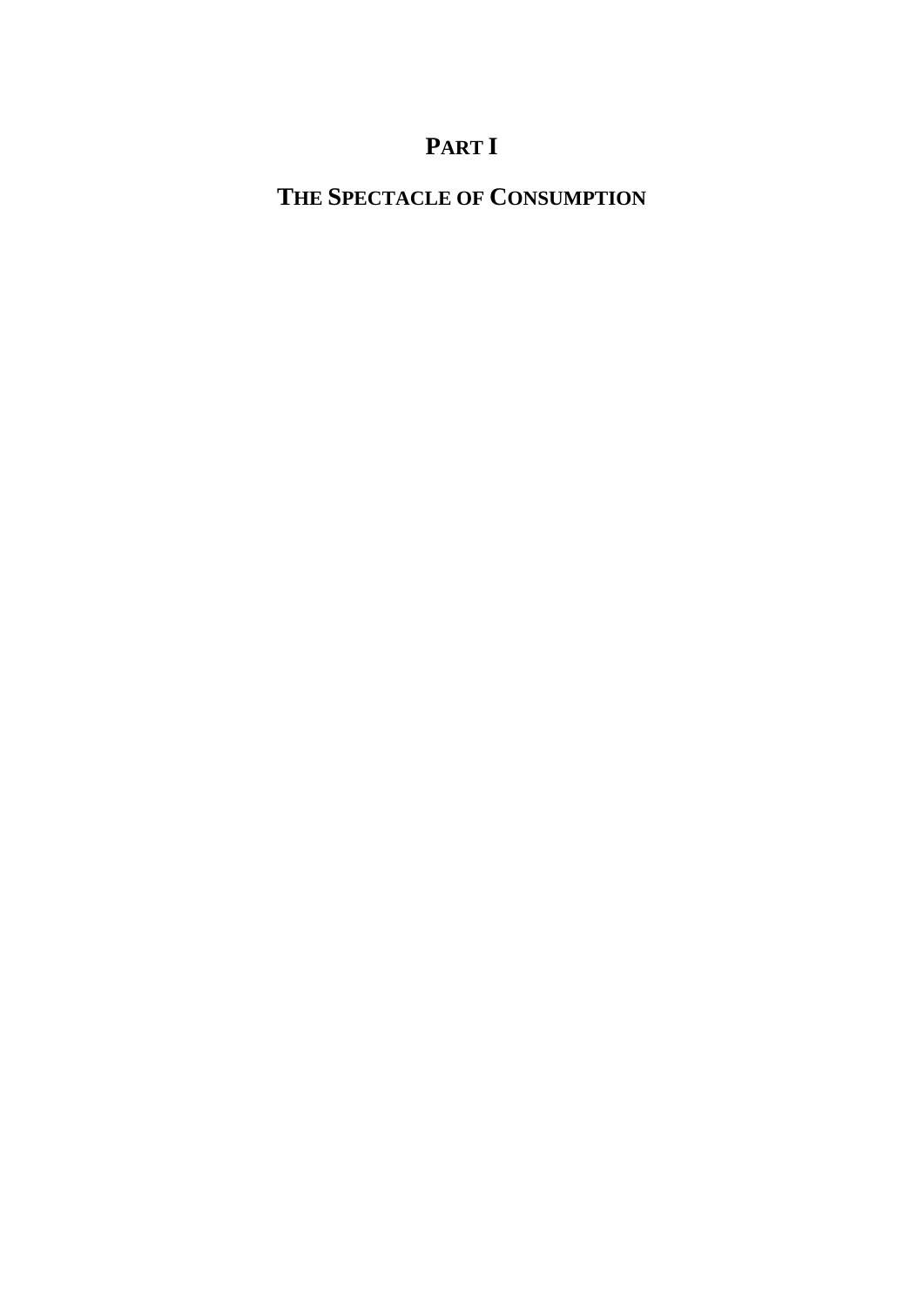# PART I

## THE SPECTACLE OF CONSUMPTION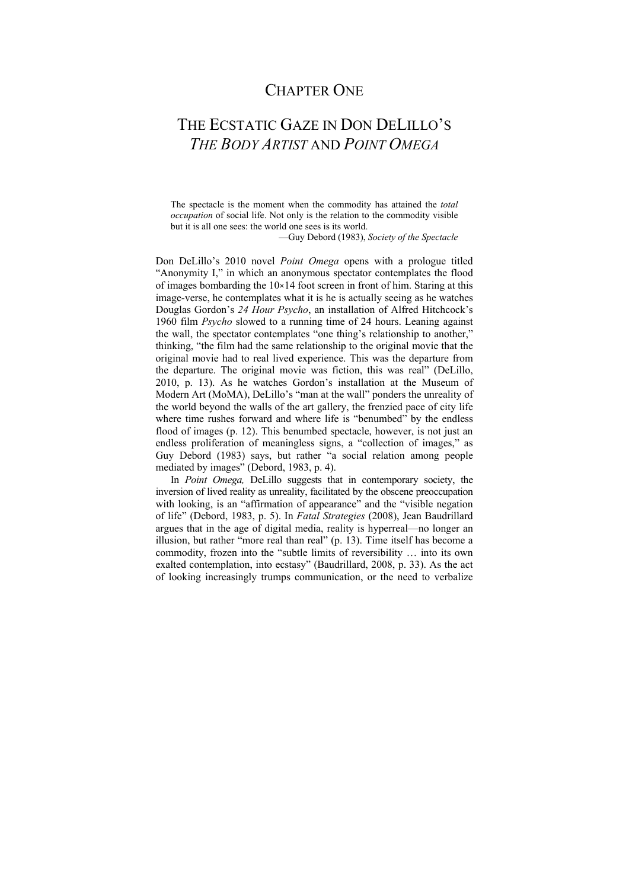# Chapter One

# The Ecstatic Gaze in Don DeLillo's *The Body Artist* and *Point Omega*

> The spectacle is the moment when the commodity has attained the *total occupation* of social life. Not only is the relation to the commodity visible but it is all one sees: the world one sees is its world.
>
> —Guy Debord (1983), *Society of the Spectacle*

Don DeLillo's 2010 novel *Point Omega* opens with a prologue titled "Anonymity I," in which an anonymous spectator contemplates the flood of images bombarding the 10×14 foot screen in front of him. Staring at this image-verse, he contemplates what it is he is actually seeing as he watches Douglas Gordon's *24 Hour Psycho*, an installation of Alfred Hitchcock's 1960 film *Psycho* slowed to a running time of 24 hours. Leaning against the wall, the spectator contemplates "one thing's relationship to another," thinking, "the film had the same relationship to the original movie that the original movie had to real lived experience. This was the departure from the departure. The original movie was fiction, this was real" (DeLillo, 2010, p. 13). As he watches Gordon's installation at the Museum of Modern Art (MoMA), DeLillo's "man at the wall" ponders the unreality of the world beyond the walls of the art gallery, the frenzied pace of city life where time rushes forward and where life is "benumbed" by the endless flood of images (p. 12). This benumbed spectacle, however, is not just an endless proliferation of meaningless signs, a "collection of images," as Guy Debord (1983) says, but rather "a social relation among people mediated by images" (Debord, 1983, p. 4).

In *Point Omega,* DeLillo suggests that in contemporary society, the inversion of lived reality as unreality, facilitated by the obscene preoccupation with looking, is an "affirmation of appearance" and the "visible negation of life" (Debord, 1983, p. 5). In *Fatal Strategies* (2008), Jean Baudrillard argues that in the age of digital media, reality is hyperreal—no longer an illusion, but rather "more real than real" (p. 13). Time itself has become a commodity, frozen into the "subtle limits of reversibility … into its own exalted contemplation, into ecstasy" (Baudrillard, 2008, p. 33). As the act of looking increasingly trumps communication, or the need to verbalize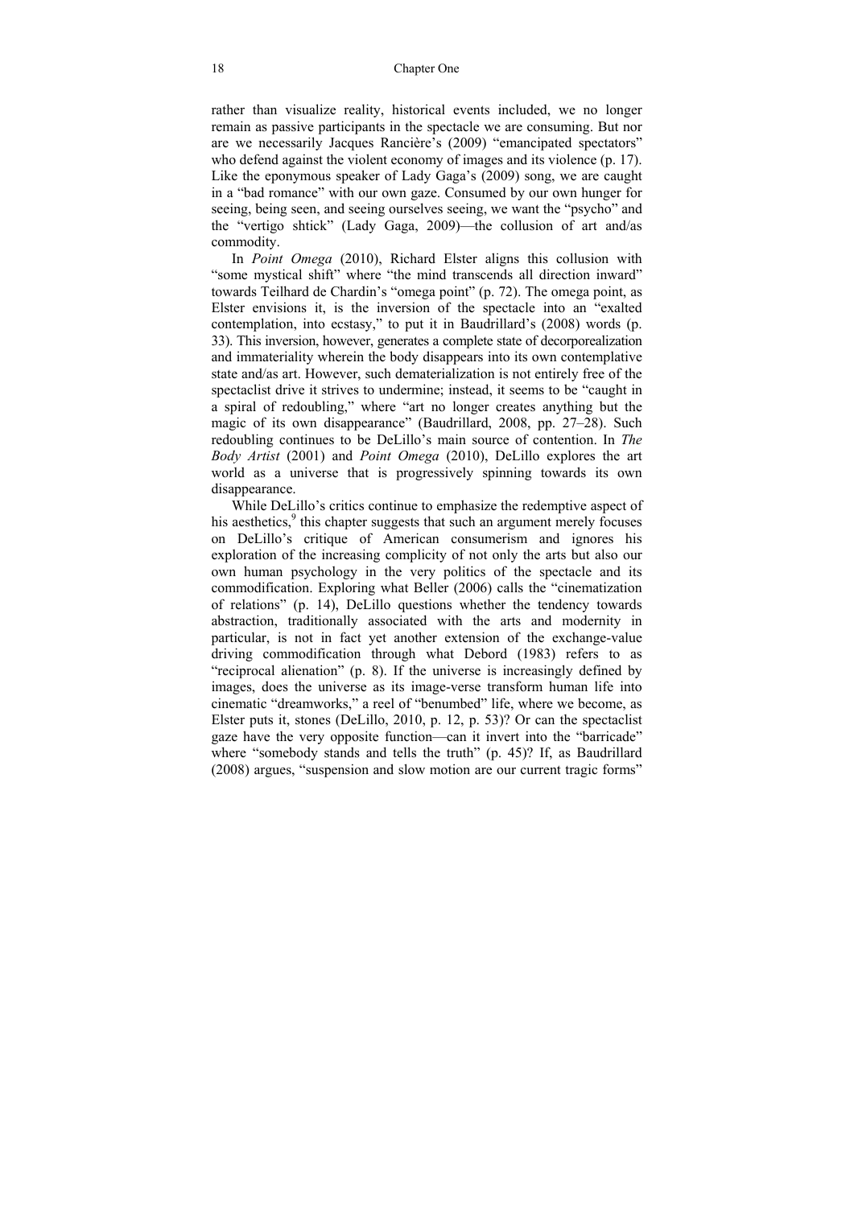rather than visualize reality, historical events included, we no longer remain as passive participants in the spectacle we are consuming. But nor are we necessarily Jacques Rancière's (2009) "emancipated spectators" who defend against the violent economy of images and its violence (p. 17). Like the eponymous speaker of Lady Gaga's (2009) song, we are caught in a "bad romance" with our own gaze. Consumed by our own hunger for seeing, being seen, and seeing ourselves seeing, we want the "psycho" and the "vertigo shtick" (Lady Gaga, 2009)—the collusion of art and/as commodity.

In *Point Omega* (2010), Richard Elster aligns this collusion with "some mystical shift" where "the mind transcends all direction inward" towards Teilhard de Chardin's "omega point" (p. 72). The omega point, as Elster envisions it, is the inversion of the spectacle into an "exalted contemplation, into ecstasy," to put it in Baudrillard's (2008) words (p. 33). This inversion, however, generates a complete state of decorporealization and immateriality wherein the body disappears into its own contemplative state and/as art. However, such dematerialization is not entirely free of the spectaclist drive it strives to undermine; instead, it seems to be "caught in a spiral of redoubling," where "art no longer creates anything but the magic of its own disappearance" (Baudrillard, 2008, pp. 27–28). Such redoubling continues to be DeLillo's main source of contention. In *The Body Artist* (2001) and *Point Omega* (2010), DeLillo explores the art world as a universe that is progressively spinning towards its own disappearance.

While DeLillo's critics continue to emphasize the redemptive aspect of his aesthetics,[9] this chapter suggests that such an argument merely focuses on DeLillo's critique of American consumerism and ignores his exploration of the increasing complicity of not only the arts but also our own human psychology in the very politics of the spectacle and its commodification. Exploring what Beller (2006) calls the "cinematization of relations" (p. 14), DeLillo questions whether the tendency towards abstraction, traditionally associated with the arts and modernity in particular, is not in fact yet another extension of the exchange-value driving commodification through what Debord (1983) refers to as "reciprocal alienation" (p. 8). If the universe is increasingly defined by images, does the universe as its image-verse transform human life into cinematic "dreamworks," a reel of "benumbed" life, where we become, as Elster puts it, stones (DeLillo, 2010, p. 12, p. 53)? Or can the spectaclist gaze have the very opposite function—can it invert into the "barricade" where "somebody stands and tells the truth" (p. 45)? If, as Baudrillard (2008) argues, "suspension and slow motion are our current tragic forms"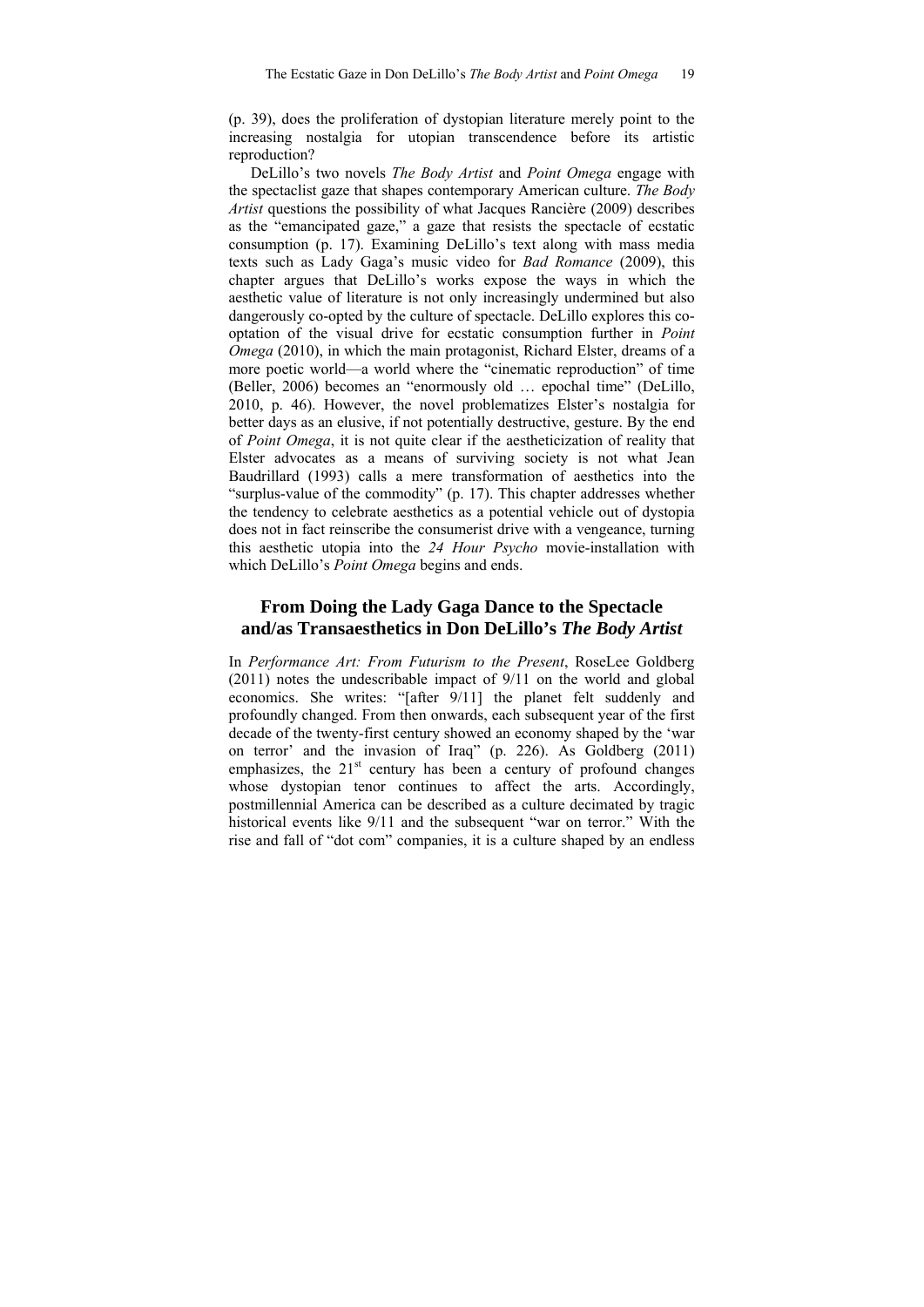(p. 39), does the proliferation of dystopian literature merely point to the increasing nostalgia for utopian transcendence before its artistic reproduction?

DeLillo's two novels *The Body Artist* and *Point Omega* engage with the spectaclist gaze that shapes contemporary American culture. *The Body Artist* questions the possibility of what Jacques Rancière (2009) describes as the "emancipated gaze," a gaze that resists the spectacle of ecstatic consumption (p. 17). Examining DeLillo's text along with mass media texts such as Lady Gaga's music video for *Bad Romance* (2009), this chapter argues that DeLillo's works expose the ways in which the aesthetic value of literature is not only increasingly undermined but also dangerously co-opted by the culture of spectacle. DeLillo explores this co-optation of the visual drive for ecstatic consumption further in *Point Omega* (2010), in which the main protagonist, Richard Elster, dreams of a more poetic world—a world where the "cinematic reproduction" of time (Beller, 2006) becomes an "enormously old … epochal time" (DeLillo, 2010, p. 46). However, the novel problematizes Elster's nostalgia for better days as an elusive, if not potentially destructive, gesture. By the end of *Point Omega*, it is not quite clear if the aestheticization of reality that Elster advocates as a means of surviving society is not what Jean Baudrillard (1993) calls a mere transformation of aesthetics into the "surplus-value of the commodity" (p. 17). This chapter addresses whether the tendency to celebrate aesthetics as a potential vehicle out of dystopia does not in fact reinscribe the consumerist drive with a vengeance, turning this aesthetic utopia into the *24 Hour Psycho* movie-installation with which DeLillo's *Point Omega* begins and ends.

## From Doing the Lady Gaga Dance to the Spectacle and/as Transaesthetics in Don DeLillo's *The Body Artist*

In *Performance Art: From Futurism to the Present*, RoseLee Goldberg (2011) notes the undescribable impact of 9/11 on the world and global economics. She writes: "[after 9/11] the planet felt suddenly and profoundly changed. From then onwards, each subsequent year of the first decade of the twenty-first century showed an economy shaped by the 'war on terror' and the invasion of Iraq" (p. 226). As Goldberg (2011) emphasizes, the 21st century has been a century of profound changes whose dystopian tenor continues to affect the arts. Accordingly, postmillennial America can be described as a culture decimated by tragic historical events like 9/11 and the subsequent "war on terror." With the rise and fall of "dot com" companies, it is a culture shaped by an endless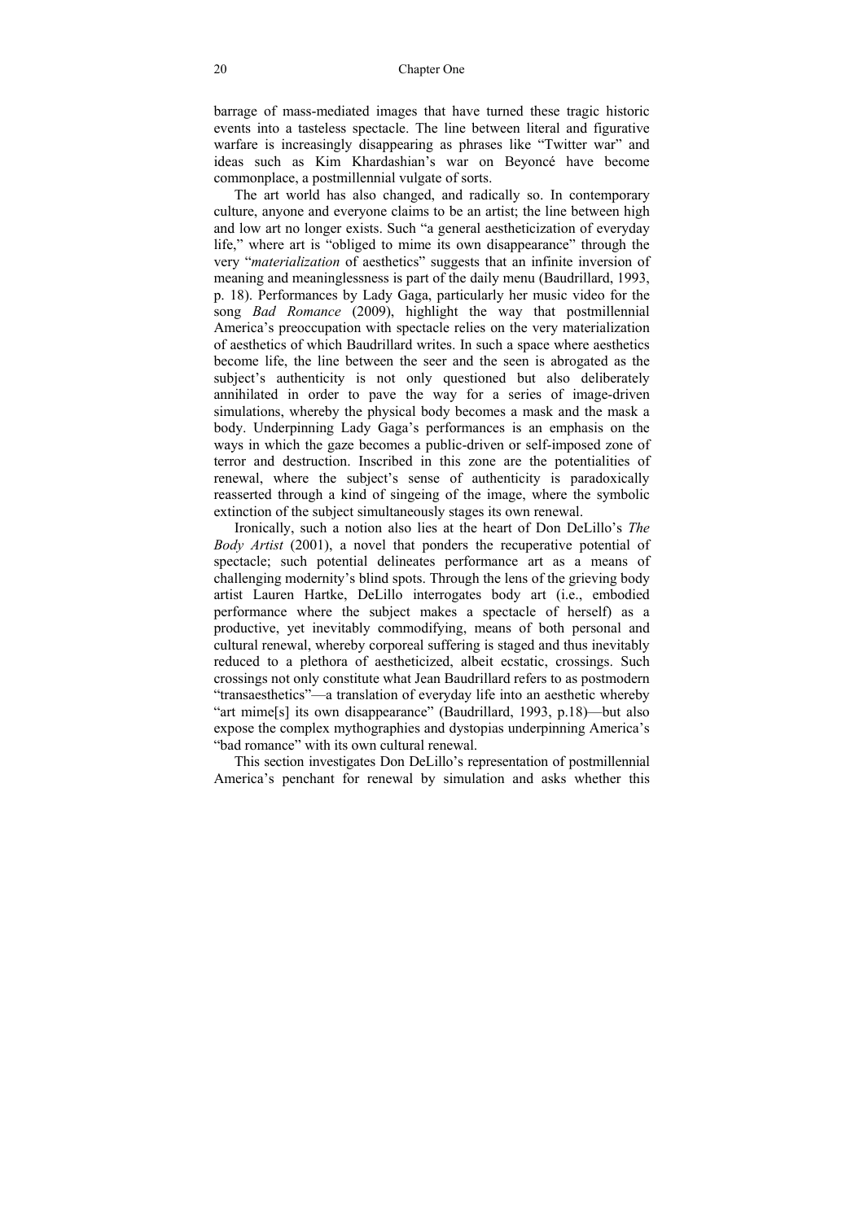barrage of mass-mediated images that have turned these tragic historic events into a tasteless spectacle. The line between literal and figurative warfare is increasingly disappearing as phrases like "Twitter war" and ideas such as Kim Khardashian's war on Beyoncé have become commonplace, a postmillennial vulgate of sorts.

The art world has also changed, and radically so. In contemporary culture, anyone and everyone claims to be an artist; the line between high and low art no longer exists. Such "a general aestheticization of everyday life," where art is "obliged to mime its own disappearance" through the very "*materialization* of aesthetics" suggests that an infinite inversion of meaning and meaninglessness is part of the daily menu (Baudrillard, 1993, p. 18). Performances by Lady Gaga, particularly her music video for the song *Bad Romance* (2009), highlight the way that postmillennial America's preoccupation with spectacle relies on the very materialization of aesthetics of which Baudrillard writes. In such a space where aesthetics become life, the line between the seer and the seen is abrogated as the subject's authenticity is not only questioned but also deliberately annihilated in order to pave the way for a series of image-driven simulations, whereby the physical body becomes a mask and the mask a body. Underpinning Lady Gaga's performances is an emphasis on the ways in which the gaze becomes a public-driven or self-imposed zone of terror and destruction. Inscribed in this zone are the potentialities of renewal, where the subject's sense of authenticity is paradoxically reasserted through a kind of singeing of the image, where the symbolic extinction of the subject simultaneously stages its own renewal.

Ironically, such a notion also lies at the heart of Don DeLillo's *The Body Artist* (2001), a novel that ponders the recuperative potential of spectacle; such potential delineates performance art as a means of challenging modernity's blind spots. Through the lens of the grieving body artist Lauren Hartke, DeLillo interrogates body art (i.e., embodied performance where the subject makes a spectacle of herself) as a productive, yet inevitably commodifying, means of both personal and cultural renewal, whereby corporeal suffering is staged and thus inevitably reduced to a plethora of aestheticized, albeit ecstatic, crossings. Such crossings not only constitute what Jean Baudrillard refers to as postmodern "transaesthetics"—a translation of everyday life into an aesthetic whereby "art mime[s] its own disappearance" (Baudrillard, 1993, p.18)—but also expose the complex mythographies and dystopias underpinning America's "bad romance" with its own cultural renewal.

This section investigates Don DeLillo's representation of postmillennial America's penchant for renewal by simulation and asks whether this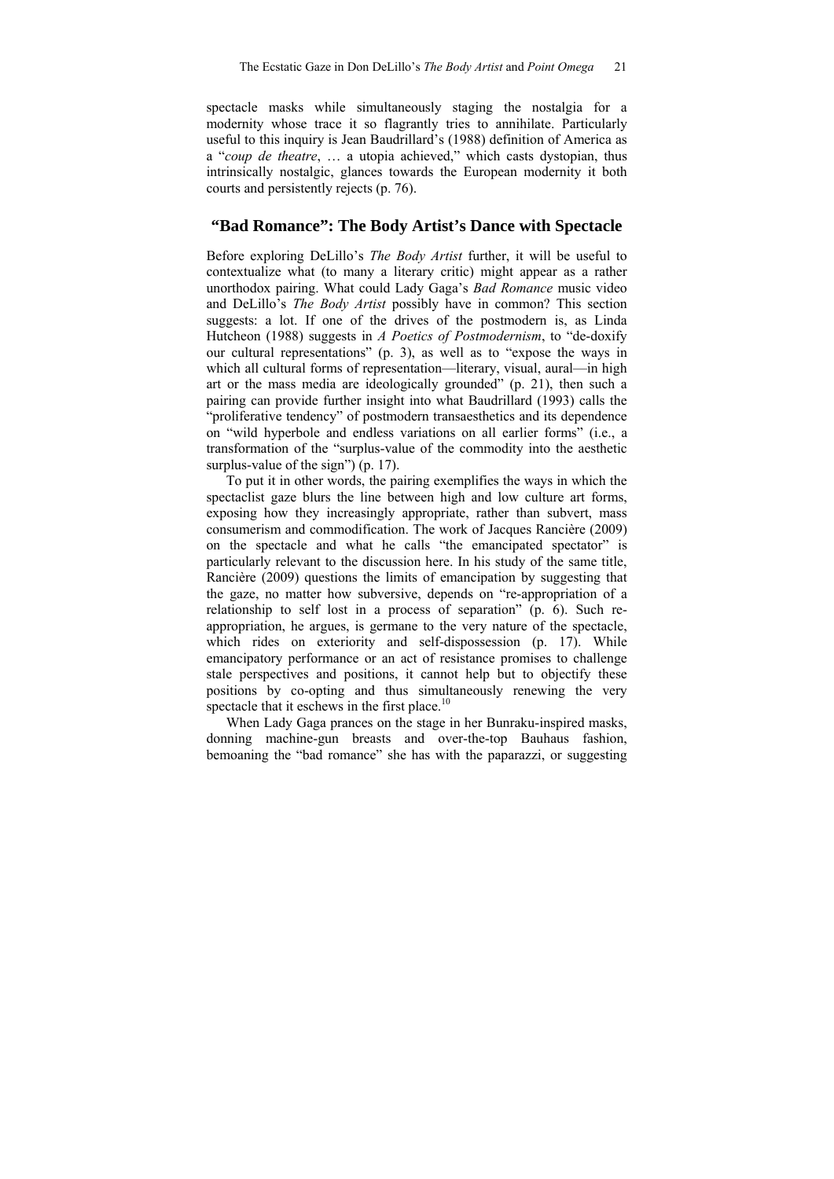spectacle masks while simultaneously staging the nostalgia for a modernity whose trace it so flagrantly tries to annihilate. Particularly useful to this inquiry is Jean Baudrillard's (1988) definition of America as a "*coup de theatre*, … a utopia achieved," which casts dystopian, thus intrinsically nostalgic, glances towards the European modernity it both courts and persistently rejects (p. 76).

## "Bad Romance": The Body Artist's Dance with Spectacle

Before exploring DeLillo's *The Body Artist* further, it will be useful to contextualize what (to many a literary critic) might appear as a rather unorthodox pairing. What could Lady Gaga's *Bad Romance* music video and DeLillo's *The Body Artist* possibly have in common? This section suggests: a lot. If one of the drives of the postmodern is, as Linda Hutcheon (1988) suggests in *A Poetics of Postmodernism*, to "de-doxify our cultural representations" (p. 3), as well as to "expose the ways in which all cultural forms of representation—literary, visual, aural—in high art or the mass media are ideologically grounded" (p. 21), then such a pairing can provide further insight into what Baudrillard (1993) calls the "proliferative tendency" of postmodern transaesthetics and its dependence on "wild hyperbole and endless variations on all earlier forms" (i.e., a transformation of the "surplus-value of the commodity into the aesthetic surplus-value of the sign") (p. 17).

To put it in other words, the pairing exemplifies the ways in which the spectaclist gaze blurs the line between high and low culture art forms, exposing how they increasingly appropriate, rather than subvert, mass consumerism and commodification. The work of Jacques Rancière (2009) on the spectacle and what he calls "the emancipated spectator" is particularly relevant to the discussion here. In his study of the same title, Rancière (2009) questions the limits of emancipation by suggesting that the gaze, no matter how subversive, depends on "re-appropriation of a relationship to self lost in a process of separation" (p. 6). Such re-appropriation, he argues, is germane to the very nature of the spectacle, which rides on exteriority and self-dispossession (p. 17). While emancipatory performance or an act of resistance promises to challenge stale perspectives and positions, it cannot help but to objectify these positions by co-opting and thus simultaneously renewing the very spectacle that it eschews in the first place.[10]

When Lady Gaga prances on the stage in her Bunraku-inspired masks, donning machine-gun breasts and over-the-top Bauhaus fashion, bemoaning the "bad romance" she has with the paparazzi, or suggesting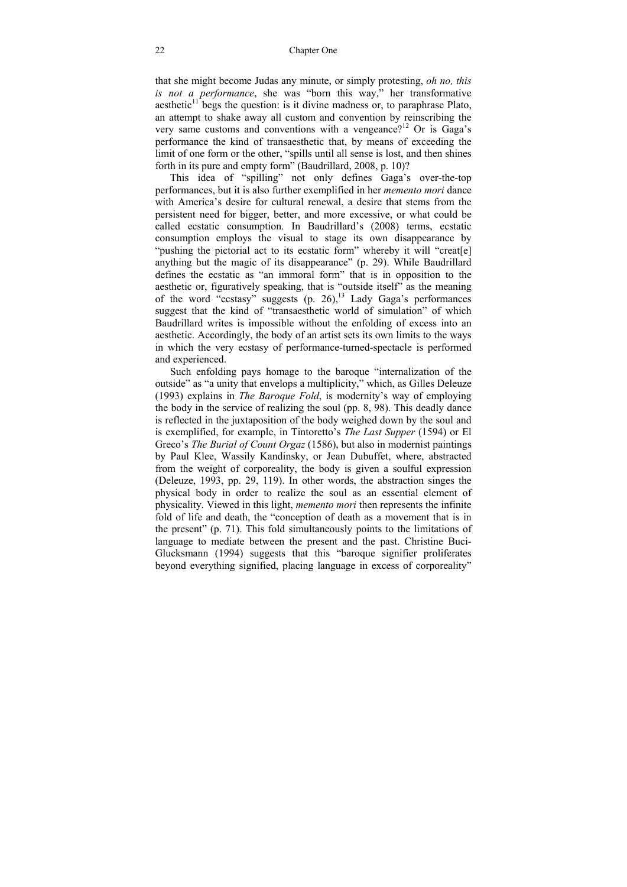that she might become Judas any minute, or simply protesting, *oh no, this is not a performance*, she was "born this way," her transformative aesthetic[11] begs the question: is it divine madness or, to paraphrase Plato, an attempt to shake away all custom and convention by reinscribing the very same customs and conventions with a vengeance?[12] Or is Gaga's performance the kind of transaesthetic that, by means of exceeding the limit of one form or the other, "spills until all sense is lost, and then shines forth in its pure and empty form" (Baudrillard, 2008, p. 10)?

This idea of "spilling" not only defines Gaga's over-the-top performances, but it is also further exemplified in her *memento mori* dance with America's desire for cultural renewal, a desire that stems from the persistent need for bigger, better, and more excessive, or what could be called ecstatic consumption. In Baudrillard's (2008) terms, ecstatic consumption employs the visual to stage its own disappearance by "pushing the pictorial act to its ecstatic form" whereby it will "creat[e] anything but the magic of its disappearance" (p. 29). While Baudrillard defines the ecstatic as "an immoral form" that is in opposition to the aesthetic or, figuratively speaking, that is "outside itself" as the meaning of the word "ecstasy" suggests (p. 26),[13] Lady Gaga's performances suggest that the kind of "transaesthetic world of simulation" of which Baudrillard writes is impossible without the enfolding of excess into an aesthetic. Accordingly, the body of an artist sets its own limits to the ways in which the very ecstasy of performance-turned-spectacle is performed and experienced.

Such enfolding pays homage to the baroque "internalization of the outside" as "a unity that envelops a multiplicity," which, as Gilles Deleuze (1993) explains in *The Baroque Fold*, is modernity's way of employing the body in the service of realizing the soul (pp. 8, 98). This deadly dance is reflected in the juxtaposition of the body weighed down by the soul and is exemplified, for example, in Tintoretto's *The Last Supper* (1594) or El Greco's *The Burial of Count Orgaz* (1586), but also in modernist paintings by Paul Klee, Wassily Kandinsky, or Jean Dubuffet, where, abstracted from the weight of corporeality, the body is given a soulful expression (Deleuze, 1993, pp. 29, 119). In other words, the abstraction singes the physical body in order to realize the soul as an essential element of physicality. Viewed in this light, *memento mori* then represents the infinite fold of life and death, the "conception of death as a movement that is in the present" (p. 71). This fold simultaneously points to the limitations of language to mediate between the present and the past. Christine Buci-Glucksmann (1994) suggests that this "baroque signifier proliferates beyond everything signified, placing language in excess of corporeality"